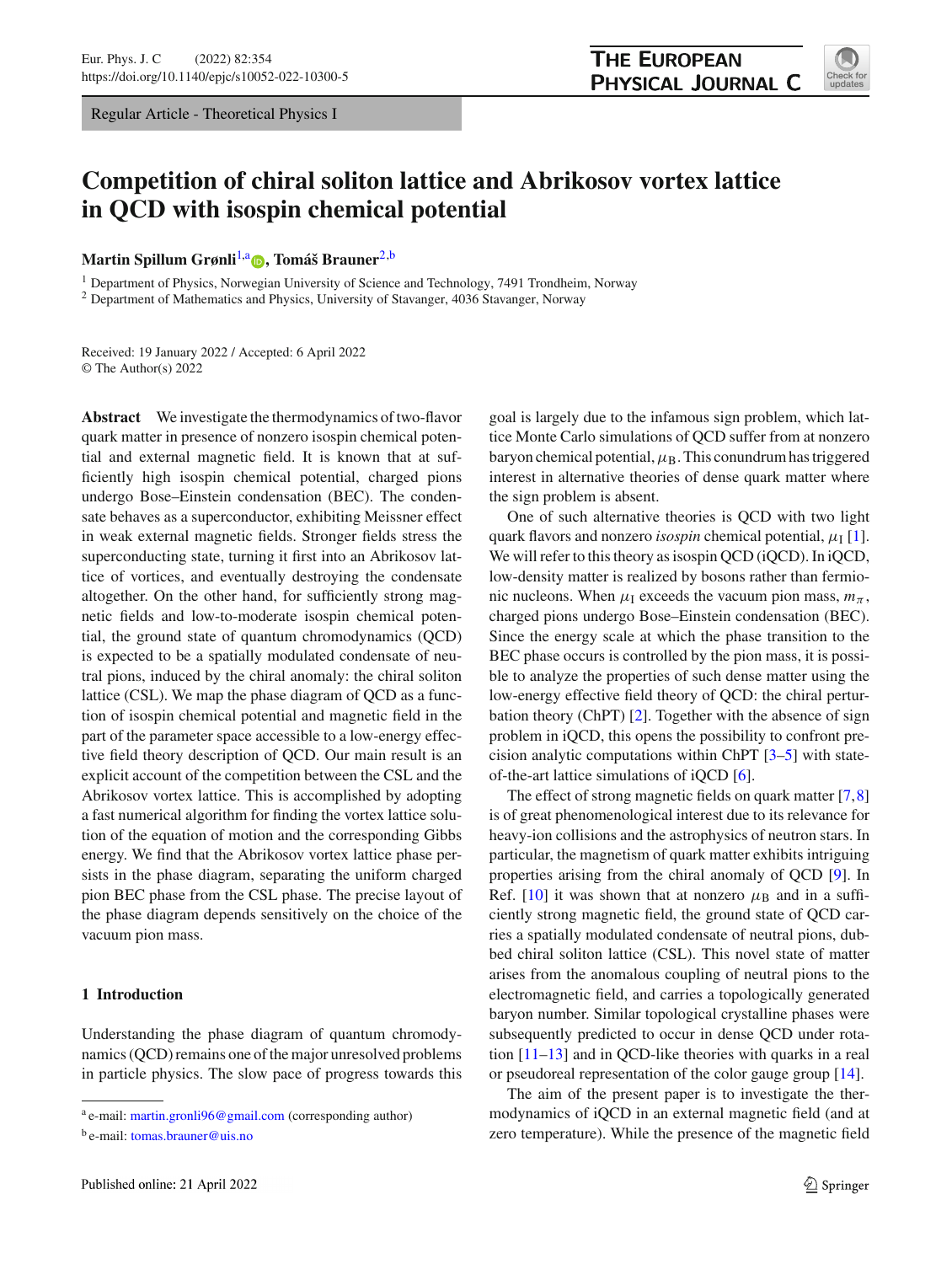Regular Article - Theoretical Physics I

# Competition of chiral soliton lattice and Abrikosov vortex lattice in QCD with isospin chemical potential

**Martin Spillum Grønli**[1,a], **Tomáš Brauner**[2,b]

[1] Department of Physics, Norwegian University of Science and Technology, 7491 Trondheim, Norway
[2] Department of Mathematics and Physics, University of Stavanger, 4036 Stavanger, Norway

Received: 19 January 2022 / Accepted: 6 April 2022
© The Author(s) 2022

**Abstract** We investigate the thermodynamics of two-flavor quark matter in presence of nonzero isospin chemical potential and external magnetic field. It is known that at sufficiently high isospin chemical potential, charged pions undergo Bose–Einstein condensation (BEC). The condensate behaves as a superconductor, exhibiting Meissner effect in weak external magnetic fields. Stronger fields stress the superconducting state, turning it first into an Abrikosov lattice of vortices, and eventually destroying the condensate altogether. On the other hand, for sufficiently strong magnetic fields and low-to-moderate isospin chemical potential, the ground state of quantum chromodynamics (QCD) is expected to be a spatially modulated condensate of neutral pions, induced by the chiral anomaly: the chiral soliton lattice (CSL). We map the phase diagram of QCD as a function of isospin chemical potential and magnetic field in the part of the parameter space accessible to a low-energy effective field theory description of QCD. Our main result is an explicit account of the competition between the CSL and the Abrikosov vortex lattice. This is accomplished by adopting a fast numerical algorithm for finding the vortex lattice solution of the equation of motion and the corresponding Gibbs energy. We find that the Abrikosov vortex lattice phase persists in the phase diagram, separating the uniform charged pion BEC phase from the CSL phase. The precise layout of the phase diagram depends sensitively on the choice of the vacuum pion mass.

## 1 Introduction

Understanding the phase diagram of quantum chromodynamics (QCD) remains one of the major unresolved problems in particle physics. The slow pace of progress towards this goal is largely due to the infamous sign problem, which lattice Monte Carlo simulations of QCD suffer from at nonzero baryon chemical potential, $\mu_B$. This conundrum has triggered interest in alternative theories of dense quark matter where the sign problem is absent.

One of such alternative theories is QCD with two light quark flavors and nonzero *isospin* chemical potential, $\mu_I$ [1]. We will refer to this theory as isospin QCD (iQCD). In iQCD, low-density matter is realized by bosons rather than fermionic nucleons. When $\mu_I$ exceeds the vacuum pion mass, $m_\pi$, charged pions undergo Bose–Einstein condensation (BEC). Since the energy scale at which the phase transition to the BEC phase occurs is controlled by the pion mass, it is possible to analyze the properties of such dense matter using the low-energy effective field theory of QCD: the chiral perturbation theory (ChPT) [2]. Together with the absence of sign problem in iQCD, this opens the possibility to confront precision analytic computations within ChPT [3–5] with state-of-the-art lattice simulations of iQCD [6].

The effect of strong magnetic fields on quark matter [7,8] is of great phenomenological interest due to its relevance for heavy-ion collisions and the astrophysics of neutron stars. In particular, the magnetism of quark matter exhibits intriguing properties arising from the chiral anomaly of QCD [9]. In Ref. [10] it was shown that at nonzero $\mu_B$ and in a sufficiently strong magnetic field, the ground state of QCD carries a spatially modulated condensate of neutral pions, dubbed chiral soliton lattice (CSL). This novel state of matter arises from the anomalous coupling of neutral pions to the electromagnetic field, and carries a topologically generated baryon number. Similar topological crystalline phases were subsequently predicted to occur in dense QCD under rotation [11–13] and in QCD-like theories with quarks in a real or pseudoreal representation of the color gauge group [14].

The aim of the present paper is to investigate the thermodynamics of iQCD in an external magnetic field (and at zero temperature). While the presence of the magnetic field

---

[a] e-mail: martin.gronli96@gmail.com (corresponding author)
[b] e-mail: tomas.brauner@uis.no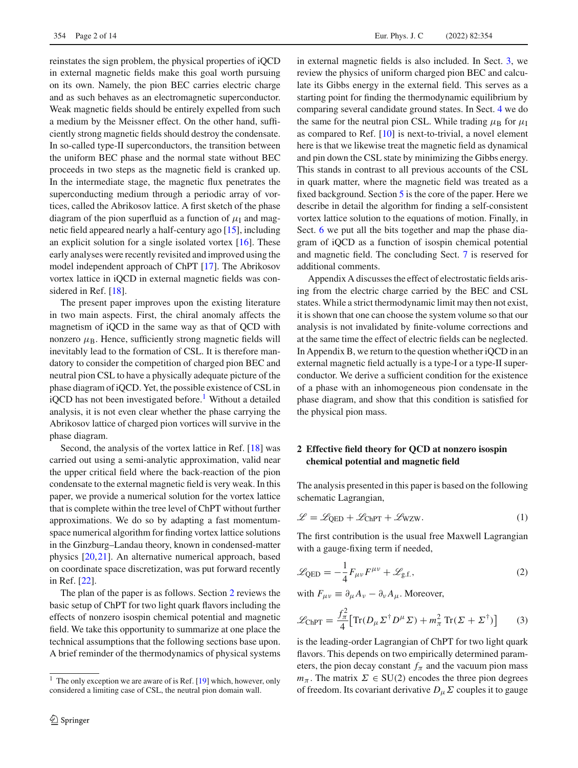reinstates the sign problem, the physical properties of iQCD in external magnetic fields make this goal worth pursuing on its own. Namely, the pion BEC carries electric charge and as such behaves as an electromagnetic superconductor. Weak magnetic fields should be entirely expelled from such a medium by the Meissner effect. On the other hand, sufficiently strong magnetic fields should destroy the condensate. In so-called type-II superconductors, the transition between the uniform BEC phase and the normal state without BEC proceeds in two steps as the magnetic field is cranked up. In the intermediate stage, the magnetic flux penetrates the superconducting medium through a periodic array of vortices, called the Abrikosov lattice. A first sketch of the phase diagram of the pion superfluid as a function of $\mu_{\rm I}$ and magnetic field appeared nearly a half-century ago [15], including an explicit solution for a single isolated vortex [16]. These early analyses were recently revisited and improved using the model independent approach of ChPT [17]. The Abrikosov vortex lattice in iQCD in external magnetic fields was considered in Ref. [18].

The present paper improves upon the existing literature in two main aspects. First, the chiral anomaly affects the magnetism of iQCD in the same way as that of QCD with nonzero $\mu_{\rm B}$. Hence, sufficiently strong magnetic fields will inevitably lead to the formation of CSL. It is therefore mandatory to consider the competition of charged pion BEC and neutral pion CSL to have a physically adequate picture of the phase diagram of iQCD. Yet, the possible existence of CSL in iQCD has not been investigated before.[1] Without a detailed analysis, it is not even clear whether the phase carrying the Abrikosov lattice of charged pion vortices will survive in the phase diagram.

Second, the analysis of the vortex lattice in Ref. [18] was carried out using a semi-analytic approximation, valid near the upper critical field where the back-reaction of the pion condensate to the external magnetic field is very weak. In this paper, we provide a numerical solution for the vortex lattice that is complete within the tree level of ChPT without further approximations. We do so by adapting a fast momentum-space numerical algorithm for finding vortex lattice solutions in the Ginzburg–Landau theory, known in condensed-matter physics [20,21]. An alternative numerical approach, based on coordinate space discretization, was put forward recently in Ref. [22].

The plan of the paper is as follows. Section 2 reviews the basic setup of ChPT for two light quark flavors including the effects of nonzero isospin chemical potential and magnetic field. We take this opportunity to summarize at one place the technical assumptions that the following sections base upon. A brief reminder of the thermodynamics of physical systems in external magnetic fields is also included. In Sect. 3, we review the physics of uniform charged pion BEC and calculate its Gibbs energy in the external field. This serves as a starting point for finding the thermodynamic equilibrium by comparing several candidate ground states. In Sect. 4 we do the same for the neutral pion CSL. While trading $\mu_{\rm B}$ for $\mu_{\rm I}$ as compared to Ref. [10] is next-to-trivial, a novel element here is that we likewise treat the magnetic field as dynamical and pin down the CSL state by minimizing the Gibbs energy. This stands in contrast to all previous accounts of the CSL in quark matter, where the magnetic field was treated as a fixed background. Section 5 is the core of the paper. Here we describe in detail the algorithm for finding a self-consistent vortex lattice solution to the equations of motion. Finally, in Sect. 6 we put all the bits together and map the phase diagram of iQCD as a function of isospin chemical potential and magnetic field. The concluding Sect. 7 is reserved for additional comments.

Appendix A discusses the effect of electrostatic fields arising from the electric charge carried by the BEC and CSL states. While a strict thermodynamic limit may then not exist, it is shown that one can choose the system volume so that our analysis is not invalidated by finite-volume corrections and at the same time the effect of electric fields can be neglected. In Appendix B, we return to the question whether iQCD in an external magnetic field actually is a type-I or a type-II superconductor. We derive a sufficient condition for the existence of a phase with an inhomogeneous pion condensate in the phase diagram, and show that this condition is satisfied for the physical pion mass.

## 2 Effective field theory for QCD at nonzero isospin chemical potential and magnetic field

The analysis presented in this paper is based on the following schematic Lagrangian,

$$\mathscr{L} = \mathscr{L}_{\rm QED} + \mathscr{L}_{\rm ChPT} + \mathscr{L}_{\rm WZW}. \tag{1}$$

The first contribution is the usual free Maxwell Lagrangian with a gauge-fixing term if needed,

$$\mathscr{L}_{\rm QED} = -\frac{1}{4}F_{\mu\nu}F^{\mu\nu} + \mathscr{L}_{\rm g.f.}, \tag{2}$$

with $F_{\mu\nu} \equiv \partial_\mu A_\nu - \partial_\nu A_\mu$. Moreover,

$$\mathscr{L}_{\rm ChPT} = \frac{f_\pi^2}{4}\left[\operatorname{Tr}(D_\mu \Sigma^\dagger D^\mu \Sigma) + m_\pi^2 \operatorname{Tr}(\Sigma + \Sigma^\dagger)\right] \tag{3}$$

is the leading-order Lagrangian of ChPT for two light quark flavors. This depends on two empirically determined parameters, the pion decay constant $f_\pi$ and the vacuum pion mass $m_\pi$. The matrix $\Sigma \in {\rm SU}(2)$ encodes the three pion degrees of freedom. Its covariant derivative $D_\mu \Sigma$ couples it to gauge

[1] The only exception we are aware of is Ref. [19] which, however, only considered a limiting case of CSL, the neutral pion domain wall.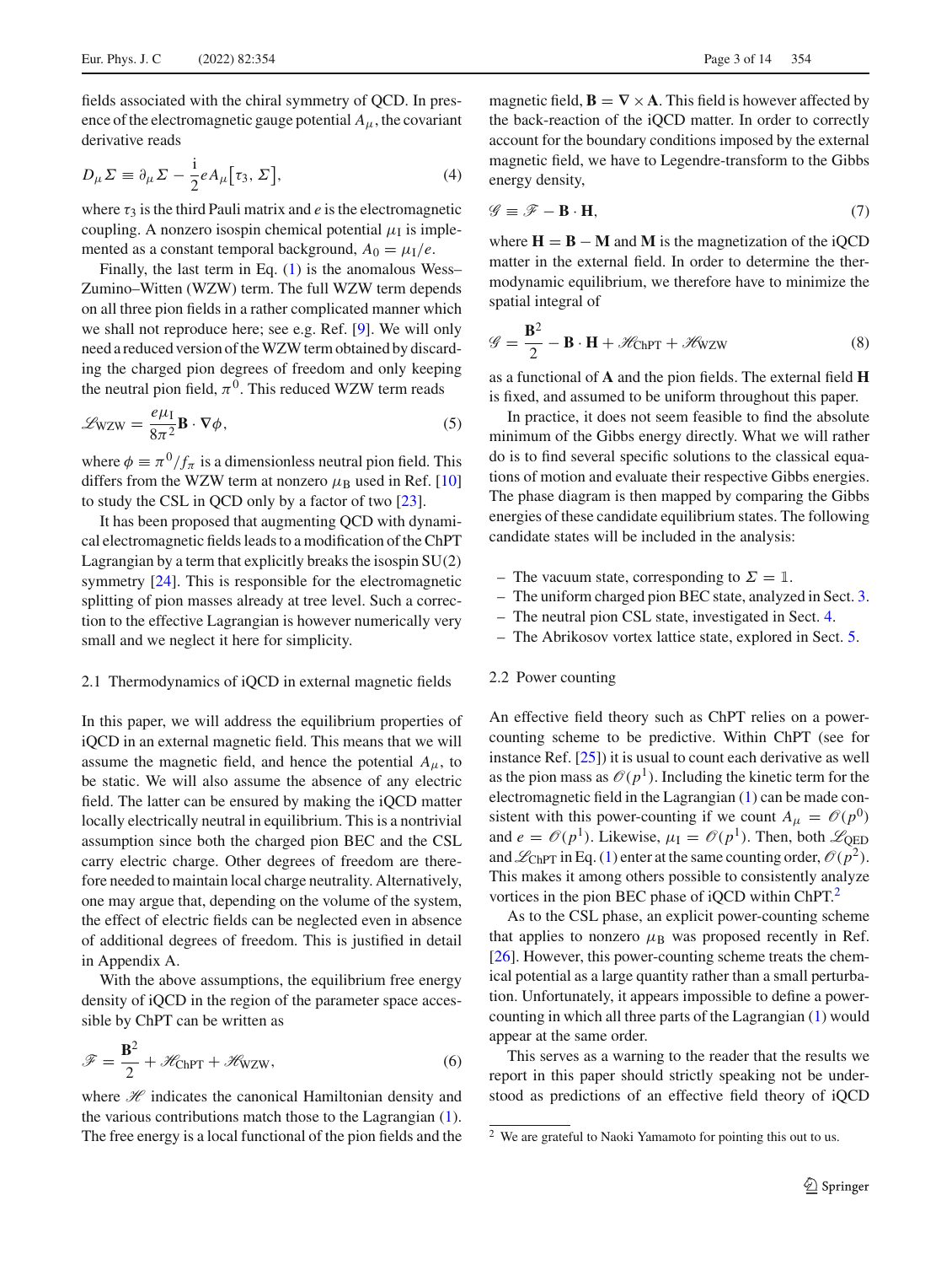fields associated with the chiral symmetry of QCD. In presence of the electromagnetic gauge potential $A_\mu$, the covariant derivative reads

$$D_\mu \Sigma \equiv \partial_\mu \Sigma - \frac{\mathrm{i}}{2} e A_\mu [\tau_3, \Sigma], \tag{4}$$

where $\tau_3$ is the third Pauli matrix and $e$ is the electromagnetic coupling. A nonzero isospin chemical potential $\mu_\mathrm{I}$ is implemented as a constant temporal background, $A_0 = \mu_\mathrm{I}/e$.

Finally, the last term in Eq. (1) is the anomalous Wess–Zumino–Witten (WZW) term. The full WZW term depends on all three pion fields in a rather complicated manner which we shall not reproduce here; see e.g. Ref. [9]. We will only need a reduced version of the WZW term obtained by discarding the charged pion degrees of freedom and only keeping the neutral pion field, $\pi^0$. This reduced WZW term reads

$$\mathscr{L}_\mathrm{WZW} = \frac{e\mu_\mathrm{I}}{8\pi^2} \mathbf{B} \cdot \nabla \phi, \tag{5}$$

where $\phi \equiv \pi^0/f_\pi$ is a dimensionless neutral pion field. This differs from the WZW term at nonzero $\mu_\mathrm{B}$ used in Ref. [10] to study the CSL in QCD only by a factor of two [23].

It has been proposed that augmenting QCD with dynamical electromagnetic fields leads to a modification of the ChPT Lagrangian by a term that explicitly breaks the isospin SU(2) symmetry [24]. This is responsible for the electromagnetic splitting of pion masses already at tree level. Such a correction to the effective Lagrangian is however numerically very small and we neglect it here for simplicity.

### 2.1 Thermodynamics of iQCD in external magnetic fields

In this paper, we will address the equilibrium properties of iQCD in an external magnetic field. This means that we will assume the magnetic field, and hence the potential $A_\mu$, to be static. We will also assume the absence of any electric field. The latter can be ensured by making the iQCD matter locally electrically neutral in equilibrium. This is a nontrivial assumption since both the charged pion BEC and the CSL carry electric charge. Other degrees of freedom are therefore needed to maintain local charge neutrality. Alternatively, one may argue that, depending on the volume of the system, the effect of electric fields can be neglected even in absence of additional degrees of freedom. This is justified in detail in Appendix A.

With the above assumptions, the equilibrium free energy density of iQCD in the region of the parameter space accessible by ChPT can be written as

$$\mathscr{F} = \frac{\mathbf{B}^2}{2} + \mathscr{H}_\mathrm{ChPT} + \mathscr{H}_\mathrm{WZW}, \tag{6}$$

where $\mathscr{H}$ indicates the canonical Hamiltonian density and the various contributions match those to the Lagrangian (1). The free energy is a local functional of the pion fields and the magnetic field, $\mathbf{B} = \nabla \times \mathbf{A}$. This field is however affected by the back-reaction of the iQCD matter. In order to correctly account for the boundary conditions imposed by the external magnetic field, we have to Legendre-transform to the Gibbs energy density,

$$\mathscr{G} \equiv \mathscr{F} - \mathbf{B} \cdot \mathbf{H}, \tag{7}$$

where $\mathbf{H} = \mathbf{B} - \mathbf{M}$ and $\mathbf{M}$ is the magnetization of the iQCD matter in the external field. In order to determine the thermodynamic equilibrium, we therefore have to minimize the spatial integral of

$$\mathscr{G} = \frac{\mathbf{B}^2}{2} - \mathbf{B} \cdot \mathbf{H} + \mathscr{H}_\mathrm{ChPT} + \mathscr{H}_\mathrm{WZW} \tag{8}$$

as a functional of $\mathbf{A}$ and the pion fields. The external field $\mathbf{H}$ is fixed, and assumed to be uniform throughout this paper.

In practice, it does not seem feasible to find the absolute minimum of the Gibbs energy directly. What we will rather do is to find several specific solutions to the classical equations of motion and evaluate their respective Gibbs energies. The phase diagram is then mapped by comparing the Gibbs energies of these candidate equilibrium states. The following candidate states will be included in the analysis:

- The vacuum state, corresponding to $\Sigma = \mathbb{1}$.
- The uniform charged pion BEC state, analyzed in Sect. 3.
- The neutral pion CSL state, investigated in Sect. 4.
- The Abrikosov vortex lattice state, explored in Sect. 5.

### 2.2 Power counting

An effective field theory such as ChPT relies on a power-counting scheme to be predictive. Within ChPT (see for instance Ref. [25]) it is usual to count each derivative as well as the pion mass as $\mathcal{O}(p^1)$. Including the kinetic term for the electromagnetic field in the Lagrangian (1) can be made consistent with this power-counting if we count $A_\mu = \mathcal{O}(p^0)$ and $e = \mathcal{O}(p^1)$. Likewise, $\mu_\mathrm{I} = \mathcal{O}(p^1)$. Then, both $\mathscr{L}_\mathrm{QED}$ and $\mathscr{L}_\mathrm{ChPT}$ in Eq. (1) enter at the same counting order, $\mathcal{O}(p^2)$. This makes it among others possible to consistently analyze vortices in the pion BEC phase of iQCD within ChPT.[2]

As to the CSL phase, an explicit power-counting scheme that applies to nonzero $\mu_\mathrm{B}$ was proposed recently in Ref. [26]. However, this power-counting scheme treats the chemical potential as a large quantity rather than a small perturbation. Unfortunately, it appears impossible to define a power-counting in which all three parts of the Lagrangian (1) would appear at the same order.

This serves as a warning to the reader that the results we report in this paper should strictly speaking not be understood as predictions of an effective field theory of iQCD

[2] We are grateful to Naoki Yamamoto for pointing this out to us.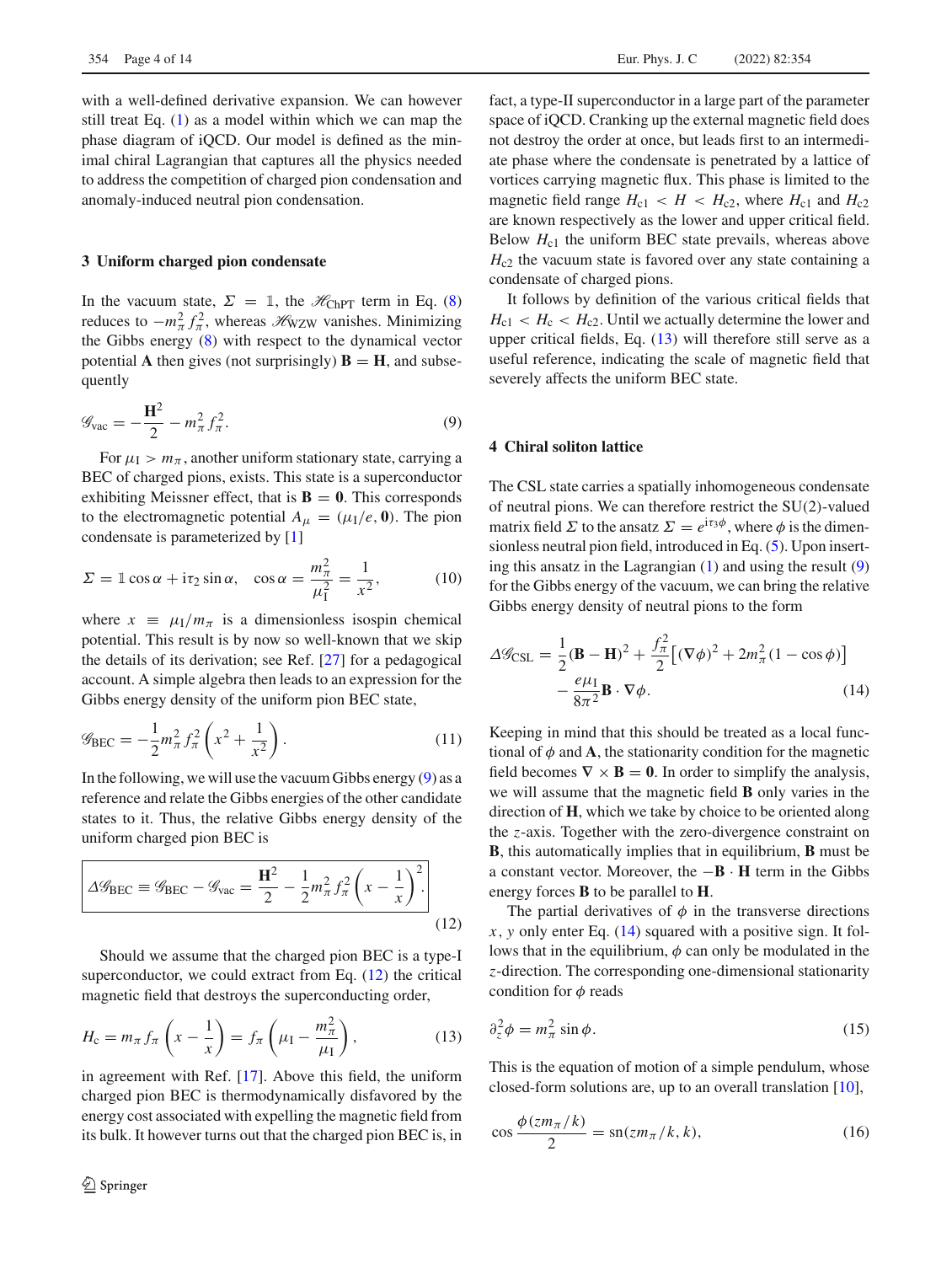with a well-defined derivative expansion. We can however still treat Eq. (1) as a model within which we can map the phase diagram of iQCD. Our model is defined as the minimal chiral Lagrangian that captures all the physics needed to address the competition of charged pion condensation and anomaly-induced neutral pion condensation.

## 3 Uniform charged pion condensate

In the vacuum state, $\Sigma = \mathbb{1}$, the $\mathscr{H}_{\text{ChPT}}$ term in Eq. (8) reduces to $-m_\pi^2 f_\pi^2$, whereas $\mathscr{H}_{\text{WZW}}$ vanishes. Minimizing the Gibbs energy (8) with respect to the dynamical vector potential $\mathbf{A}$ then gives (not surprisingly) $\mathbf{B} = \mathbf{H}$, and subsequently

$$\mathscr{G}_{\text{vac}} = -\frac{\mathbf{H}^2}{2} - m_\pi^2 f_\pi^2. \tag{9}$$

For $\mu_\text{I} > m_\pi$, another uniform stationary state, carrying a BEC of charged pions, exists. This state is a superconductor exhibiting Meissner effect, that is $\mathbf{B} = \mathbf{0}$. This corresponds to the electromagnetic potential $A_\mu = (\mu_\text{I}/e, \mathbf{0})$. The pion condensate is parameterized by [1]

$$\Sigma = \mathbb{1}\cos\alpha + \text{i}\tau_2 \sin\alpha, \quad \cos\alpha = \frac{m_\pi^2}{\mu_\text{I}^2} = \frac{1}{x^2}, \tag{10}$$

where $x \equiv \mu_\text{I}/m_\pi$ is a dimensionless isospin chemical potential. This result is by now so well-known that we skip the details of its derivation; see Ref. [27] for a pedagogical account. A simple algebra then leads to an expression for the Gibbs energy density of the uniform pion BEC state,

$$\mathscr{G}_{\text{BEC}} = -\frac{1}{2} m_\pi^2 f_\pi^2 \left(x^2 + \frac{1}{x^2}\right). \tag{11}$$

In the following, we will use the vacuum Gibbs energy (9) as a reference and relate the Gibbs energies of the other candidate states to it. Thus, the relative Gibbs energy density of the uniform charged pion BEC is

$$\boxed{\Delta\mathscr{G}_{\text{BEC}} \equiv \mathscr{G}_{\text{BEC}} - \mathscr{G}_{\text{vac}} = \frac{\mathbf{H}^2}{2} - \frac{1}{2} m_\pi^2 f_\pi^2 \left(x - \frac{1}{x}\right)^2.} \tag{12}$$

Should we assume that the charged pion BEC is a type-I superconductor, we could extract from Eq. (12) the critical magnetic field that destroys the superconducting order,

$$H_\text{c} = m_\pi f_\pi \left(x - \frac{1}{x}\right) = f_\pi \left(\mu_\text{I} - \frac{m_\pi^2}{\mu_\text{I}}\right), \tag{13}$$

in agreement with Ref. [17]. Above this field, the uniform charged pion BEC is thermodynamically disfavored by the energy cost associated with expelling the magnetic field from its bulk. It however turns out that the charged pion BEC is, in fact, a type-II superconductor in a large part of the parameter space of iQCD. Cranking up the external magnetic field does not destroy the order at once, but leads first to an intermediate phase where the condensate is penetrated by a lattice of vortices carrying magnetic flux. This phase is limited to the magnetic field range $H_{\text{c}1} < H < H_{\text{c}2}$, where $H_{\text{c}1}$ and $H_{\text{c}2}$ are known respectively as the lower and upper critical field. Below $H_{\text{c}1}$ the uniform BEC state prevails, whereas above $H_{\text{c}2}$ the vacuum state is favored over any state containing a condensate of charged pions.

It follows by definition of the various critical fields that $H_{\text{c}1} < H_\text{c} < H_{\text{c}2}$. Until we actually determine the lower and upper critical fields, Eq. (13) will therefore still serve as a useful reference, indicating the scale of magnetic field that severely affects the uniform BEC state.

## 4 Chiral soliton lattice

The CSL state carries a spatially inhomogeneous condensate of neutral pions. We can therefore restrict the SU(2)-valued matrix field $\Sigma$ to the ansatz $\Sigma = e^{\text{i}\tau_3\phi}$, where $\phi$ is the dimensionless neutral pion field, introduced in Eq. (5). Upon inserting this ansatz in the Lagrangian (1) and using the result (9) for the Gibbs energy of the vacuum, we can bring the relative Gibbs energy density of neutral pions to the form

$$\Delta\mathscr{G}_{\text{CSL}} = \frac{1}{2}(\mathbf{B} - \mathbf{H})^2 + \frac{f_\pi^2}{2}\left[(\nabla\phi)^2 + 2m_\pi^2(1 - \cos\phi)\right] - \frac{e\mu_\text{I}}{8\pi^2}\mathbf{B}\cdot\nabla\phi. \tag{14}$$

Keeping in mind that this should be treated as a local functional of $\phi$ and $\mathbf{A}$, the stationarity condition for the magnetic field becomes $\nabla \times \mathbf{B} = \mathbf{0}$. In order to simplify the analysis, we will assume that the magnetic field $\mathbf{B}$ only varies in the direction of $\mathbf{H}$, which we take by choice to be oriented along the $z$-axis. Together with the zero-divergence constraint on $\mathbf{B}$, this automatically implies that in equilibrium, $\mathbf{B}$ must be a constant vector. Moreover, the $-\mathbf{B}\cdot\mathbf{H}$ term in the Gibbs energy forces $\mathbf{B}$ to be parallel to $\mathbf{H}$.

The partial derivatives of $\phi$ in the transverse directions $x, y$ only enter Eq. (14) squared with a positive sign. It follows that in the equilibrium, $\phi$ can only be modulated in the $z$-direction. The corresponding one-dimensional stationarity condition for $\phi$ reads

$$\partial_z^2\phi = m_\pi^2 \sin\phi. \tag{15}$$

This is the equation of motion of a simple pendulum, whose closed-form solutions are, up to an overall translation [10],

$$\cos\frac{\phi(zm_\pi/k)}{2} = \text{sn}(zm_\pi/k, k), \tag{16}$$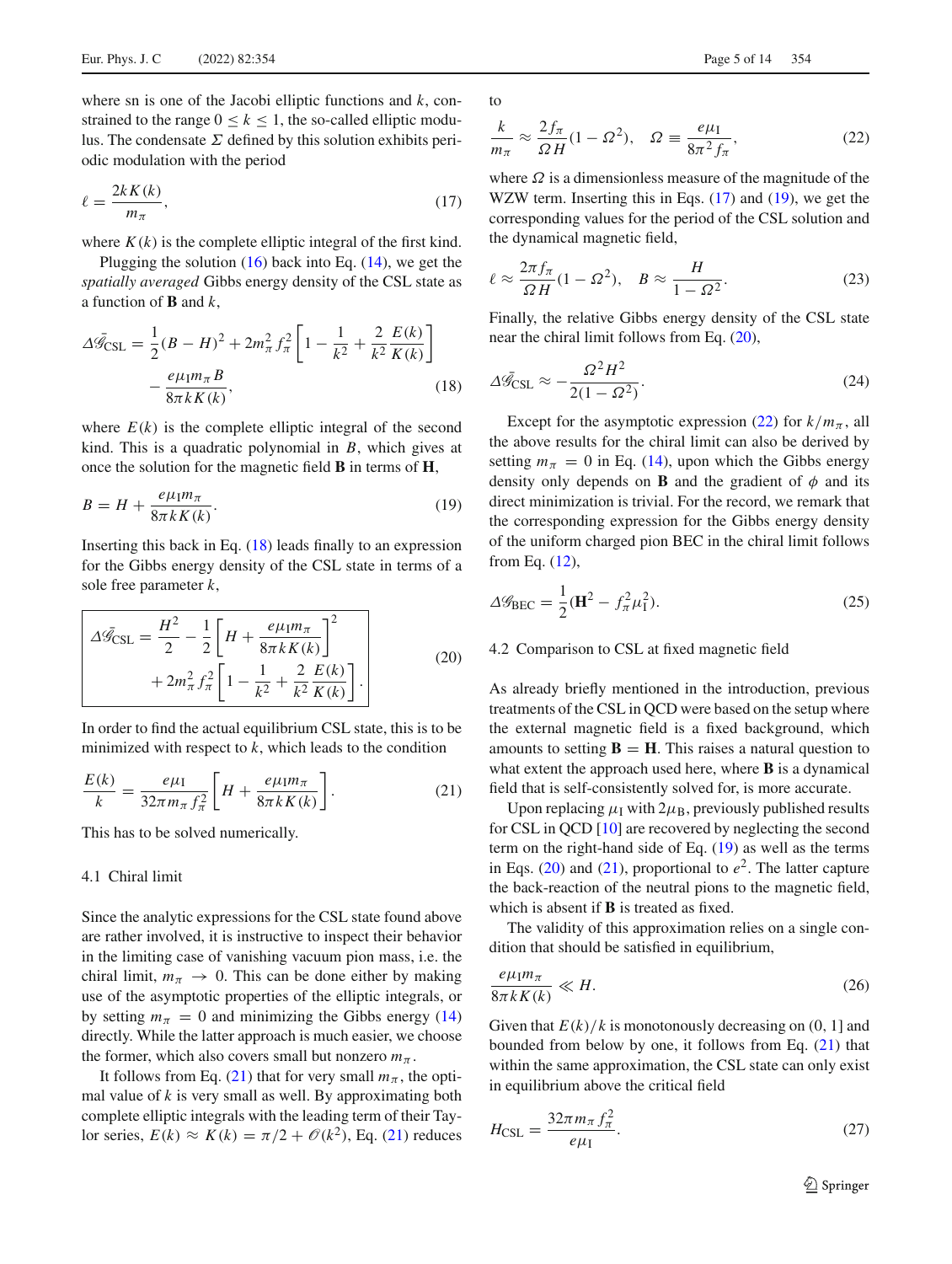where sn is one of the Jacobi elliptic functions and $k$, constrained to the range $0 \leq k \leq 1$, the so-called elliptic modulus. The condensate $\Sigma$ defined by this solution exhibits periodic modulation with the period

$$\ell = \frac{2kK(k)}{m_\pi}, \tag{17}$$

where $K(k)$ is the complete elliptic integral of the first kind.

Plugging the solution (16) back into Eq. (14), we get the *spatially averaged* Gibbs energy density of the CSL state as a function of $\mathbf{B}$ and $k$,

$$\Delta\bar{\mathscr{G}}_{\mathrm{CSL}} = \frac{1}{2}(B-H)^2 + 2m_\pi^2 f_\pi^2\left[1 - \frac{1}{k^2} + \frac{2}{k^2}\frac{E(k)}{K(k)}\right] - \frac{e\mu_{\mathrm{I}} m_\pi B}{8\pi k K(k)}, \tag{18}$$

where $E(k)$ is the complete elliptic integral of the second kind. This is a quadratic polynomial in $B$, which gives at once the solution for the magnetic field $\mathbf{B}$ in terms of $\mathbf{H}$,

$$B = H + \frac{e\mu_{\mathrm{I}} m_\pi}{8\pi k K(k)}. \tag{19}$$

Inserting this back in Eq. (18) leads finally to an expression for the Gibbs energy density of the CSL state in terms of a sole free parameter $k$,

$$\boxed{\Delta\bar{\mathscr{G}}_{\mathrm{CSL}} = \frac{H^2}{2} - \frac{1}{2}\left[H + \frac{e\mu_{\mathrm{I}} m_\pi}{8\pi k K(k)}\right]^2 + 2m_\pi^2 f_\pi^2\left[1 - \frac{1}{k^2} + \frac{2}{k^2}\frac{E(k)}{K(k)}\right].} \tag{20}$$

In order to find the actual equilibrium CSL state, this is to be minimized with respect to $k$, which leads to the condition

$$\frac{E(k)}{k} = \frac{e\mu_{\mathrm{I}}}{32\pi m_\pi f_\pi^2}\left[H + \frac{e\mu_{\mathrm{I}} m_\pi}{8\pi k K(k)}\right]. \tag{21}$$

This has to be solved numerically.

### 4.1 Chiral limit

Since the analytic expressions for the CSL state found above are rather involved, it is instructive to inspect their behavior in the limiting case of vanishing vacuum pion mass, i.e. the chiral limit, $m_\pi \to 0$. This can be done either by making use of the asymptotic properties of the elliptic integrals, or by setting $m_\pi = 0$ and minimizing the Gibbs energy (14) directly. While the latter approach is much easier, we choose the former, which also covers small but nonzero $m_\pi$.

It follows from Eq. (21) that for very small $m_\pi$, the optimal value of $k$ is very small as well. By approximating both complete elliptic integrals with the leading term of their Taylor series, $E(k) \approx K(k) = \pi/2 + \mathscr{O}(k^2)$, Eq. (21) reduces to

$$\frac{k}{m_\pi} \approx \frac{2f_\pi}{\Omega H}(1-\Omega^2), \quad \Omega \equiv \frac{e\mu_{\mathrm{I}}}{8\pi^2 f_\pi}, \tag{22}$$

where $\Omega$ is a dimensionless measure of the magnitude of the WZW term. Inserting this in Eqs. (17) and (19), we get the corresponding values for the period of the CSL solution and the dynamical magnetic field,

$$\ell \approx \frac{2\pi f_\pi}{\Omega H}(1-\Omega^2), \quad B \approx \frac{H}{1-\Omega^2}. \tag{23}$$

Finally, the relative Gibbs energy density of the CSL state near the chiral limit follows from Eq. (20),

$$\Delta\bar{\mathscr{G}}_{\mathrm{CSL}} \approx -\frac{\Omega^2 H^2}{2(1-\Omega^2)}. \tag{24}$$

Except for the asymptotic expression (22) for $k/m_\pi$, all the above results for the chiral limit can also be derived by setting $m_\pi = 0$ in Eq. (14), upon which the Gibbs energy density only depends on $\mathbf{B}$ and the gradient of $\phi$ and its direct minimization is trivial. For the record, we remark that the corresponding expression for the Gibbs energy density of the uniform charged pion BEC in the chiral limit follows from Eq. (12),

$$\Delta\mathscr{G}_{\mathrm{BEC}} = \frac{1}{2}(\mathbf{H}^2 - f_\pi^2\mu_{\mathrm{I}}^2). \tag{25}$$

### 4.2 Comparison to CSL at fixed magnetic field

As already briefly mentioned in the introduction, previous treatments of the CSL in QCD were based on the setup where the external magnetic field is a fixed background, which amounts to setting $\mathbf{B} = \mathbf{H}$. This raises a natural question to what extent the approach used here, where $\mathbf{B}$ is a dynamical field that is self-consistently solved for, is more accurate.

Upon replacing $\mu_{\mathrm{I}}$ with $2\mu_{\mathrm{B}}$, previously published results for CSL in QCD [10] are recovered by neglecting the second term on the right-hand side of Eq. (19) as well as the terms in Eqs. (20) and (21), proportional to $e^2$. The latter capture the back-reaction of the neutral pions to the magnetic field, which is absent if $\mathbf{B}$ is treated as fixed.

The validity of this approximation relies on a single condition that should be satisfied in equilibrium,

$$\frac{e\mu_{\mathrm{I}} m_\pi}{8\pi k K(k)} \ll H. \tag{26}$$

Given that $E(k)/k$ is monotonously decreasing on $(0, 1]$ and bounded from below by one, it follows from Eq. (21) that within the same approximation, the CSL state can only exist in equilibrium above the critical field

$$H_{\mathrm{CSL}} = \frac{32\pi m_\pi f_\pi^2}{e\mu_{\mathrm{I}}}. \tag{27}$$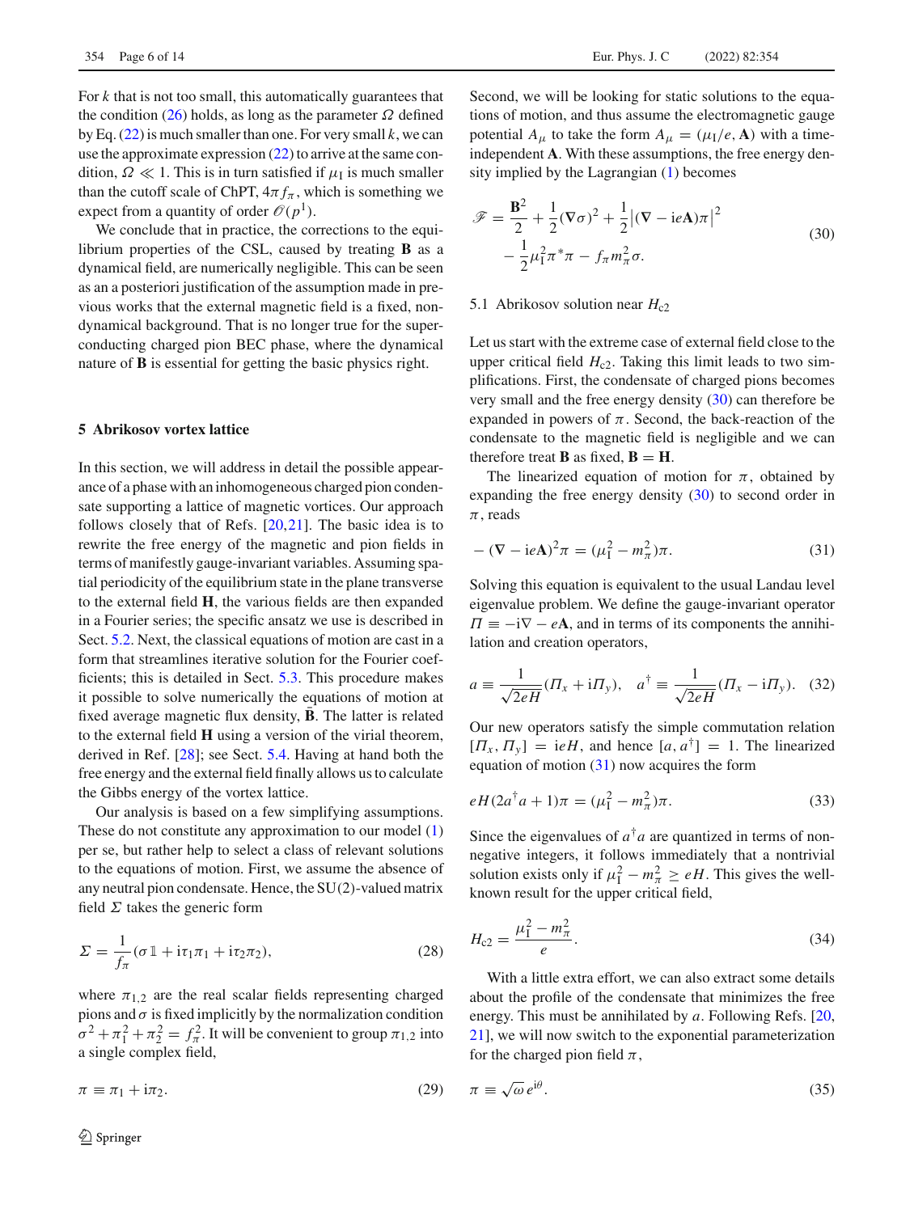For $k$ that is not too small, this automatically guarantees that the condition (26) holds, as long as the parameter $\Omega$ defined by Eq. (22) is much smaller than one. For very small $k$, we can use the approximate expression (22) to arrive at the same condition, $\Omega \ll 1$. This is in turn satisfied if $\mu_\mathrm{I}$ is much smaller than the cutoff scale of ChPT, $4\pi f_\pi$, which is something we expect from a quantity of order $\mathscr{O}(p^1)$.

We conclude that in practice, the corrections to the equilibrium properties of the CSL, caused by treating $\mathbf{B}$ as a dynamical field, are numerically negligible. This can be seen as an a posteriori justification of the assumption made in previous works that the external magnetic field is a fixed, non-dynamical background. That is no longer true for the superconducting charged pion BEC phase, where the dynamical nature of $\mathbf{B}$ is essential for getting the basic physics right.

## 5 Abrikosov vortex lattice

In this section, we will address in detail the possible appearance of a phase with an inhomogeneous charged pion condensate supporting a lattice of magnetic vortices. Our approach follows closely that of Refs. [20,21]. The basic idea is to rewrite the free energy of the magnetic and pion fields in terms of manifestly gauge-invariant variables. Assuming spatial periodicity of the equilibrium state in the plane transverse to the external field $\mathbf{H}$, the various fields are then expanded in a Fourier series; the specific ansatz we use is described in Sect. 5.2. Next, the classical equations of motion are cast in a form that streamlines iterative solution for the Fourier coefficients; this is detailed in Sect. 5.3. This procedure makes it possible to solve numerically the equations of motion at fixed average magnetic flux density, $\bar{\mathbf{B}}$. The latter is related to the external field $\mathbf{H}$ using a version of the virial theorem, derived in Ref. [28]; see Sect. 5.4. Having at hand both the free energy and the external field finally allows us to calculate the Gibbs energy of the vortex lattice.

Our analysis is based on a few simplifying assumptions. These do not constitute any approximation to our model (1) per se, but rather help to select a class of relevant solutions to the equations of motion. First, we assume the absence of any neutral pion condensate. Hence, the SU(2)-valued matrix field $\Sigma$ takes the generic form

$$\Sigma = \frac{1}{f_\pi}(\sigma \mathbb{1} + \mathrm{i}\tau_1\pi_1 + \mathrm{i}\tau_2\pi_2), \tag{28}$$

where $\pi_{1,2}$ are the real scalar fields representing charged pions and $\sigma$ is fixed implicitly by the normalization condition $\sigma^2 + \pi_1^2 + \pi_2^2 = f_\pi^2$. It will be convenient to group $\pi_{1,2}$ into a single complex field,

$$\pi \equiv \pi_1 + \mathrm{i}\pi_2. \tag{29}$$

Second, we will be looking for static solutions to the equations of motion, and thus assume the electromagnetic gauge potential $A_\mu$ to take the form $A_\mu = (\mu_\mathrm{I}/e, \mathbf{A})$ with a time-independent $\mathbf{A}$. With these assumptions, the free energy density implied by the Lagrangian (1) becomes

$$\begin{aligned}\mathscr{F} = {} & \frac{\mathbf{B}^2}{2} + \frac{1}{2}(\nabla\sigma)^2 + \frac{1}{2}\left|(\nabla - \mathrm{i}e\mathbf{A})\pi\right|^2 \\ & - \frac{1}{2}\mu_\mathrm{I}^2\pi^*\pi - f_\pi m_\pi^2\sigma.\end{aligned} \tag{30}$$

### 5.1 Abrikosov solution near $H_{c2}$

Let us start with the extreme case of external field close to the upper critical field $H_{c2}$. Taking this limit leads to two simplifications. First, the condensate of charged pions becomes very small and the free energy density (30) can therefore be expanded in powers of $\pi$. Second, the back-reaction of the condensate to the magnetic field is negligible and we can therefore treat $\mathbf{B}$ as fixed, $\mathbf{B} = \mathbf{H}$.

The linearized equation of motion for $\pi$, obtained by expanding the free energy density (30) to second order in $\pi$, reads

$$-(\nabla - \mathrm{i}e\mathbf{A})^2\pi = (\mu_\mathrm{I}^2 - m_\pi^2)\pi. \tag{31}$$

Solving this equation is equivalent to the usual Landau level eigenvalue problem. We define the gauge-invariant operator $\Pi \equiv -\mathrm{i}\nabla - e\mathbf{A}$, and in terms of its components the annihilation and creation operators,

$$a \equiv \frac{1}{\sqrt{2eH}}(\Pi_x + \mathrm{i}\Pi_y), \quad a^\dagger \equiv \frac{1}{\sqrt{2eH}}(\Pi_x - \mathrm{i}\Pi_y). \tag{32}$$

Our new operators satisfy the simple commutation relation $[\Pi_x, \Pi_y] = \mathrm{i}eH$, and hence $[a, a^\dagger] = 1$. The linearized equation of motion (31) now acquires the form

$$eH(2a^\dagger a + 1)\pi = (\mu_\mathrm{I}^2 - m_\pi^2)\pi. \tag{33}$$

Since the eigenvalues of $a^\dagger a$ are quantized in terms of non-negative integers, it follows immediately that a nontrivial solution exists only if $\mu_\mathrm{I}^2 - m_\pi^2 \geq eH$. This gives the well-known result for the upper critical field,

$$H_{c2} = \frac{\mu_\mathrm{I}^2 - m_\pi^2}{e}. \tag{34}$$

With a little extra effort, we can also extract some details about the profile of the condensate that minimizes the free energy. This must be annihilated by $a$. Following Refs. [20,21], we will now switch to the exponential parameterization for the charged pion field $\pi$,

$$\pi \equiv \sqrt{\omega}\, e^{\mathrm{i}\theta}. \tag{35}$$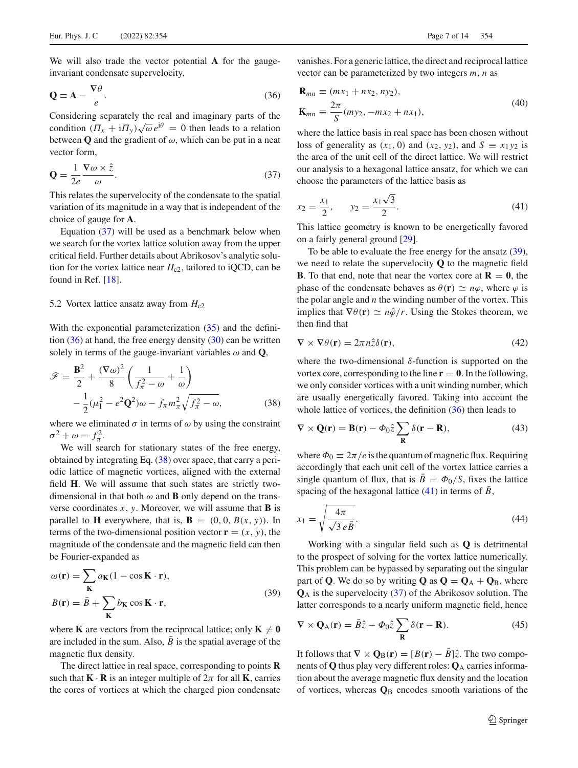We will also trade the vector potential $\mathbf{A}$ for the gauge-invariant condensate supervelocity,

$$\mathbf{Q} \equiv \mathbf{A} - \frac{\nabla\theta}{e}. \tag{36}$$

Considering separately the real and imaginary parts of the condition $(\Pi_x + \mathrm{i}\Pi_y)\sqrt{\omega}\,e^{\mathrm{i}\theta} = 0$ then leads to a relation between $\mathbf{Q}$ and the gradient of $\omega$, which can be put in a neat vector form,

$$\mathbf{Q} = \frac{1}{2e}\frac{\nabla\omega \times \hat{z}}{\omega}. \tag{37}$$

This relates the supervelocity of the condensate to the spatial variation of its magnitude in a way that is independent of the choice of gauge for $\mathbf{A}$.

Equation (37) will be used as a benchmark below when we search for the vortex lattice solution away from the upper critical field. Further details about Abrikosov's analytic solution for the vortex lattice near $H_{c2}$, tailored to iQCD, can be found in Ref. [18].

### 5.2 Vortex lattice ansatz away from $H_{c2}$

With the exponential parameterization (35) and the definition (36) at hand, the free energy density (30) can be written solely in terms of the gauge-invariant variables $\omega$ and $\mathbf{Q}$,

$$\mathscr{F} = \frac{\mathbf{B}^2}{2} + \frac{(\nabla\omega)^2}{8}\left(\frac{1}{f_\pi^2 - \omega} + \frac{1}{\omega}\right) - \frac{1}{2}(\mu_\mathrm{I}^2 - e^2\mathbf{Q}^2)\omega - f_\pi m_\pi^2\sqrt{f_\pi^2 - \omega}, \tag{38}$$

where we eliminated $\sigma$ in terms of $\omega$ by using the constraint $\sigma^2 + \omega = f_\pi^2$.

We will search for stationary states of the free energy, obtained by integrating Eq. (38) over space, that carry a periodic lattice of magnetic vortices, aligned with the external field $\mathbf{H}$. We will assume that such states are strictly two-dimensional in that both $\omega$ and $\mathbf{B}$ only depend on the transverse coordinates $x, y$. Moreover, we will assume that $\mathbf{B}$ is parallel to $\mathbf{H}$ everywhere, that is, $\mathbf{B} = (0, 0, B(x, y))$. In terms of the two-dimensional position vector $\mathbf{r} = (x, y)$, the magnitude of the condensate and the magnetic field can then be Fourier-expanded as

$$\begin{aligned}
\omega(\mathbf{r}) &= \sum_{\mathbf{K}} a_{\mathbf{K}}(1 - \cos\mathbf{K}\cdot\mathbf{r}),\\
B(\mathbf{r}) &= \bar{B} + \sum_{\mathbf{K}} b_{\mathbf{K}}\cos\mathbf{K}\cdot\mathbf{r},
\end{aligned} \tag{39}$$

where $\mathbf{K}$ are vectors from the reciprocal lattice; only $\mathbf{K} \neq \mathbf{0}$ are included in the sum. Also, $\bar{B}$ is the spatial average of the magnetic flux density.

The direct lattice in real space, corresponding to points $\mathbf{R}$ such that $\mathbf{K}\cdot\mathbf{R}$ is an integer multiple of $2\pi$ for all $\mathbf{K}$, carries the cores of vortices at which the charged pion condensate vanishes. For a generic lattice, the direct and reciprocal lattice vector can be parameterized by two integers $m, n$ as

$$\begin{aligned}
\mathbf{R}_{mn} &\equiv (mx_1 + nx_2, ny_2),\\
\mathbf{K}_{mn} &\equiv \frac{2\pi}{S}(my_2, -mx_2 + nx_1),
\end{aligned} \tag{40}$$

where the lattice basis in real space has been chosen without loss of generality as $(x_1, 0)$ and $(x_2, y_2)$, and $S \equiv x_1 y_2$ is the area of the unit cell of the direct lattice. We will restrict our analysis to a hexagonal lattice ansatz, for which we can choose the parameters of the lattice basis as

$$x_2 = \frac{x_1}{2}, \qquad y_2 = \frac{x_1\sqrt{3}}{2}. \tag{41}$$

This lattice geometry is known to be energetically favored on a fairly general ground [29].

To be able to evaluate the free energy for the ansatz (39), we need to relate the supervelocity $\mathbf{Q}$ to the magnetic field $\mathbf{B}$. To that end, note that near the vortex core at $\mathbf{R} = \mathbf{0}$, the phase of the condensate behaves as $\theta(\mathbf{r}) \simeq n\varphi$, where $\varphi$ is the polar angle and $n$ the winding number of the vortex. This implies that $\nabla\theta(\mathbf{r}) \simeq n\hat{\varphi}/r$. Using the Stokes theorem, we then find that

$$\nabla \times \nabla\theta(\mathbf{r}) = 2\pi n\hat{z}\delta(\mathbf{r}), \tag{42}$$

where the two-dimensional $\delta$-function is supported on the vortex core, corresponding to the line $\mathbf{r} = \mathbf{0}$. In the following, we only consider vortices with a unit winding number, which are usually energetically favored. Taking into account the whole lattice of vortices, the definition (36) then leads to

$$\nabla \times \mathbf{Q}(\mathbf{r}) = \mathbf{B}(\mathbf{r}) - \Phi_0\hat{z}\sum_{\mathbf{R}}\delta(\mathbf{r} - \mathbf{R}), \tag{43}$$

where $\Phi_0 \equiv 2\pi/e$ is the quantum of magnetic flux. Requiring accordingly that each unit cell of the vortex lattice carries a single quantum of flux, that is $\bar{B} = \Phi_0/S$, fixes the lattice spacing of the hexagonal lattice (41) in terms of $\bar{B}$,

$$x_1 = \sqrt{\frac{4\pi}{\sqrt{3}\,e\bar{B}}}. \tag{44}$$

Working with a singular field such as $\mathbf{Q}$ is detrimental to the prospect of solving for the vortex lattice numerically. This problem can be bypassed by separating out the singular part of $\mathbf{Q}$. We do so by writing $\mathbf{Q}$ as $\mathbf{Q} = \mathbf{Q}_\mathrm{A} + \mathbf{Q}_\mathrm{B}$, where $\mathbf{Q}_\mathrm{A}$ is the supervelocity (37) of the Abrikosov solution. The latter corresponds to a nearly uniform magnetic field, hence

$$\nabla \times \mathbf{Q}_\mathrm{A}(\mathbf{r}) = \bar{B}\hat{z} - \Phi_0\hat{z}\sum_{\mathbf{R}}\delta(\mathbf{r} - \mathbf{R}). \tag{45}$$

It follows that $\nabla \times \mathbf{Q}_\mathrm{B}(\mathbf{r}) = [B(\mathbf{r}) - \bar{B}]\hat{z}$. The two components of $\mathbf{Q}$ thus play very different roles: $\mathbf{Q}_\mathrm{A}$ carries information about the average magnetic flux density and the location of vortices, whereas $\mathbf{Q}_\mathrm{B}$ encodes smooth variations of the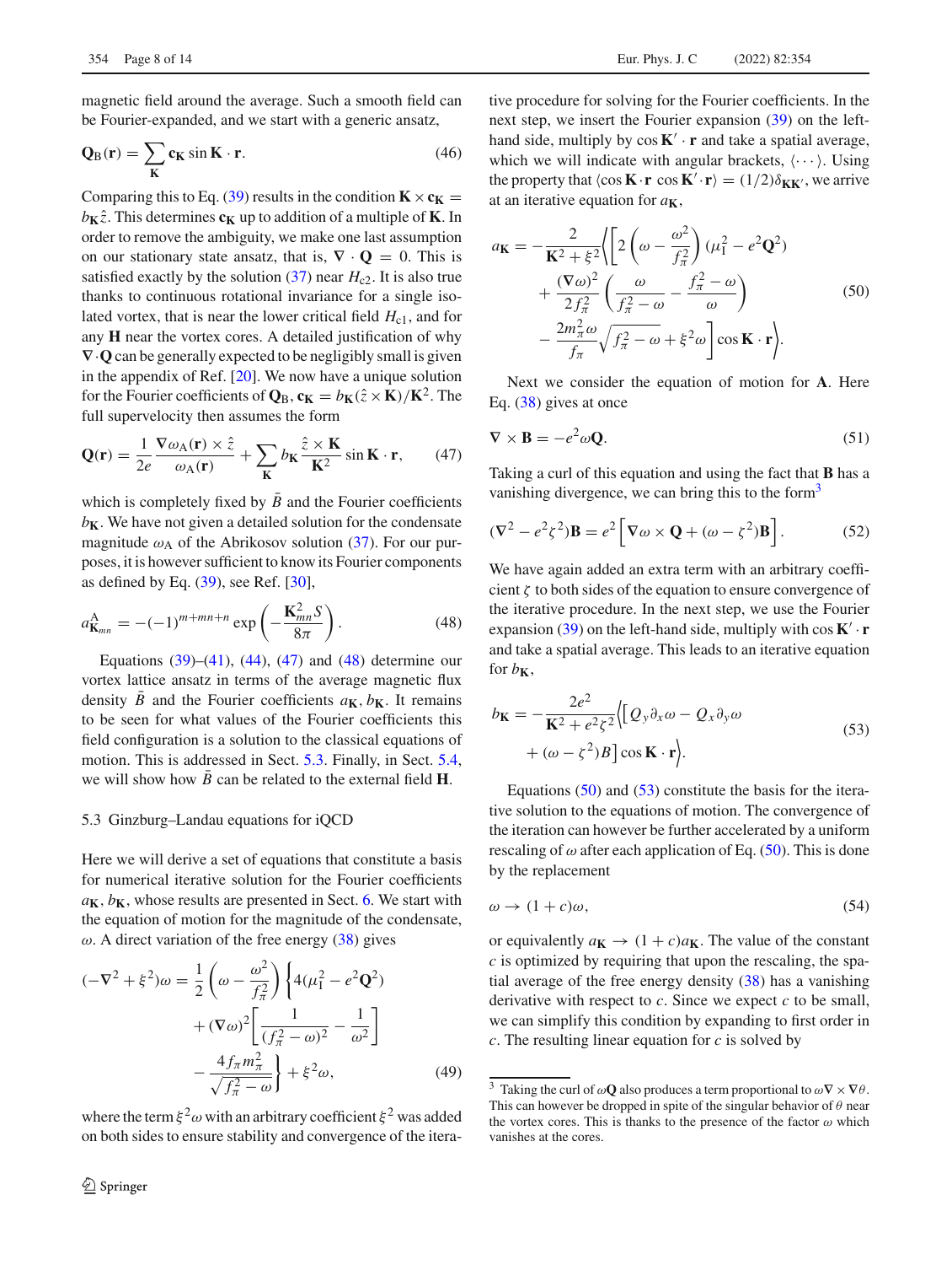magnetic field around the average. Such a smooth field can be Fourier-expanded, and we start with a generic ansatz,

$$\mathbf{Q}_{\mathrm{B}}(\mathbf{r}) = \sum_{\mathbf{K}} \mathbf{c}_{\mathbf{K}} \sin \mathbf{K}\cdot\mathbf{r}. \tag{46}$$

Comparing this to Eq. (39) results in the condition $\mathbf{K}\times\mathbf{c}_{\mathbf{K}} = b_{\mathbf{K}}\hat{z}$. This determines $\mathbf{c}_{\mathbf{K}}$ up to addition of a multiple of $\mathbf{K}$. In order to remove the ambiguity, we make one last assumption on our stationary state ansatz, that is, $\nabla\cdot\mathbf{Q} = 0$. This is satisfied exactly by the solution (37) near $H_{\mathrm{c}2}$. It is also true thanks to continuous rotational invariance for a single isolated vortex, that is near the lower critical field $H_{\mathrm{c}1}$, and for any $\mathbf{H}$ near the vortex cores. A detailed justification of why $\nabla\cdot\mathbf{Q}$ can be generally expected to be negligibly small is given in the appendix of Ref. [20]. We now have a unique solution for the Fourier coefficients of $\mathbf{Q}_{\mathrm{B}}$, $\mathbf{c}_{\mathbf{K}} = b_{\mathbf{K}}(\hat{z}\times\mathbf{K})/\mathbf{K}^2$. The full supervelocity then assumes the form

$$\mathbf{Q}(\mathbf{r}) = \frac{1}{2e}\frac{\nabla\omega_{\mathrm{A}}(\mathbf{r})\times\hat{z}}{\omega_{\mathrm{A}}(\mathbf{r})} + \sum_{\mathbf{K}} b_{\mathbf{K}}\frac{\hat{z}\times\mathbf{K}}{\mathbf{K}^2}\sin\mathbf{K}\cdot\mathbf{r}, \tag{47}$$

which is completely fixed by $\bar{B}$ and the Fourier coefficients $b_{\mathbf{K}}$. We have not given a detailed solution for the condensate magnitude $\omega_{\mathrm{A}}$ of the Abrikosov solution (37). For our purposes, it is however sufficient to know its Fourier components as defined by Eq. (39), see Ref. [30],

$$a^{\mathrm{A}}_{\mathbf{K}_{mn}} = -(-1)^{m+mn+n}\exp\left(-\frac{\mathbf{K}^2_{mn}S}{8\pi}\right). \tag{48}$$

Equations (39)–(41), (44), (47) and (48) determine our vortex lattice ansatz in terms of the average magnetic flux density $\bar{B}$ and the Fourier coefficients $a_{\mathbf{K}}, b_{\mathbf{K}}$. It remains to be seen for what values of the Fourier coefficients this field configuration is a solution to the classical equations of motion. This is addressed in Sect. 5.3. Finally, in Sect. 5.4, we will show how $\bar{B}$ can be related to the external field $\mathbf{H}$.

### 5.3 Ginzburg–Landau equations for iQCD

Here we will derive a set of equations that constitute a basis for numerical iterative solution for the Fourier coefficients $a_{\mathbf{K}}, b_{\mathbf{K}}$, whose results are presented in Sect. 6. We start with the equation of motion for the magnitude of the condensate, $\omega$. A direct variation of the free energy (38) gives

$$\begin{aligned}(-\nabla^2+\xi^2)\omega = {}& \frac{1}{2}\left(\omega-\frac{\omega^2}{f_\pi^2}\right)\Bigg\{4(\mu_{\mathrm{I}}^2-e^2\mathbf{Q}^2)\\ &+(\nabla\omega)^2\left[\frac{1}{(f_\pi^2-\omega)^2}-\frac{1}{\omega^2}\right]\\ &-\frac{4f_\pi m_\pi^2}{\sqrt{f_\pi^2-\omega}}\Bigg\}+\xi^2\omega,\end{aligned} \tag{49}$$

where the term $\xi^2\omega$ with an arbitrary coefficient $\xi^2$ was added on both sides to ensure stability and convergence of the iterative procedure for solving for the Fourier coefficients. In the next step, we insert the Fourier expansion (39) on the left-hand side, multiply by $\cos\mathbf{K}'\cdot\mathbf{r}$ and take a spatial average, which we will indicate with angular brackets, $\langle\cdots\rangle$. Using the property that $\langle\cos\mathbf{K}\cdot\mathbf{r}\,\cos\mathbf{K}'\cdot\mathbf{r}\rangle = (1/2)\delta_{\mathbf{K}\mathbf{K}'}$, we arrive at an iterative equation for $a_{\mathbf{K}}$,

$$\begin{aligned}a_{\mathbf{K}} = -\frac{2}{\mathbf{K}^2+\xi^2}\Bigg\langle\Bigg[&2\left(\omega-\frac{\omega^2}{f_\pi^2}\right)(\mu_{\mathrm{I}}^2-e^2\mathbf{Q}^2)\\ &+\frac{(\nabla\omega)^2}{2f_\pi^2}\left(\frac{\omega}{f_\pi^2-\omega}-\frac{f_\pi^2-\omega}{\omega}\right)\\ &-\frac{2m_\pi^2\omega}{f_\pi}\sqrt{f_\pi^2-\omega}+\xi^2\omega\Bigg]\cos\mathbf{K}\cdot\mathbf{r}\Bigg\rangle.\end{aligned} \tag{50}$$

Next we consider the equation of motion for $\mathbf{A}$. Here Eq. (38) gives at once

$$\nabla\times\mathbf{B} = -e^2\omega\mathbf{Q}. \tag{51}$$

Taking a curl of this equation and using the fact that $\mathbf{B}$ has a vanishing divergence, we can bring this to the form[3]

$$(\nabla^2-e^2\zeta^2)\mathbf{B} = e^2\left[\nabla\omega\times\mathbf{Q}+(\omega-\zeta^2)\mathbf{B}\right]. \tag{52}$$

We have again added an extra term with an arbitrary coefficient $\zeta$ to both sides of the equation to ensure convergence of the iterative procedure. In the next step, we use the Fourier expansion (39) on the left-hand side, multiply with $\cos\mathbf{K}'\cdot\mathbf{r}$ and take a spatial average. This leads to an iterative equation for $b_{\mathbf{K}}$,

$$\begin{aligned}b_{\mathbf{K}} = -\frac{2e^2}{\mathbf{K}^2+e^2\zeta^2}\Big\langle\big[&Q_y\partial_x\omega-Q_x\partial_y\omega\\ &+(\omega-\zeta^2)B\big]\cos\mathbf{K}\cdot\mathbf{r}\Big\rangle.\end{aligned} \tag{53}$$

Equations (50) and (53) constitute the basis for the iterative solution to the equations of motion. The convergence of the iteration can however be further accelerated by a uniform rescaling of $\omega$ after each application of Eq. (50). This is done by the replacement

$$\omega \to (1+c)\omega, \tag{54}$$

or equivalently $a_{\mathbf{K}} \to (1+c)a_{\mathbf{K}}$. The value of the constant $c$ is optimized by requiring that upon the rescaling, the spatial average of the free energy density (38) has a vanishing derivative with respect to $c$. Since we expect $c$ to be small, we can simplify this condition by expanding to first order in $c$. The resulting linear equation for $c$ is solved by

---

[3] Taking the curl of $\omega\mathbf{Q}$ also produces a term proportional to $\omega\nabla\times\nabla\theta$. This can however be dropped in spite of the singular behavior of $\theta$ near the vortex cores. This is thanks to the presence of the factor $\omega$ which vanishes at the cores.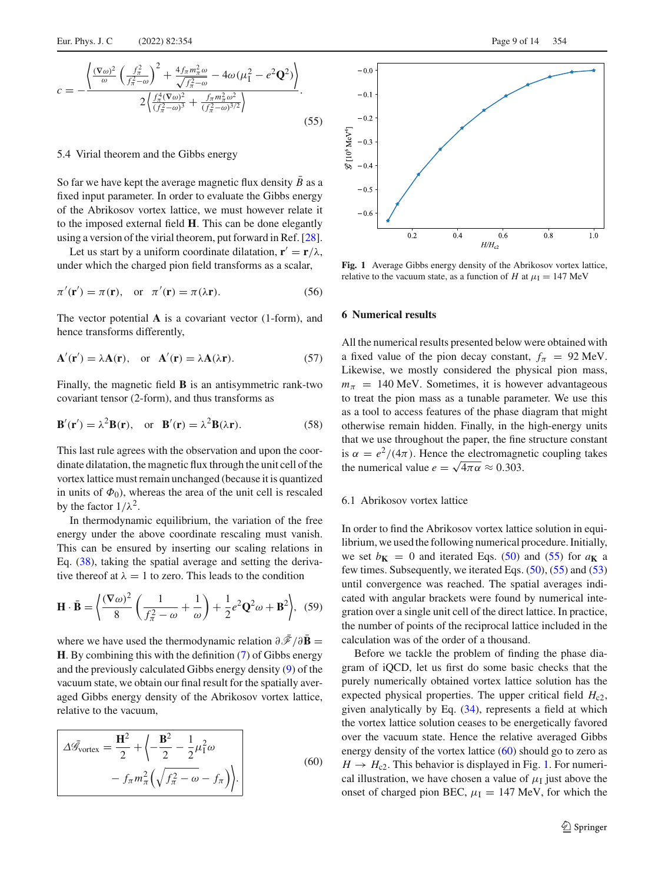$$
c = -\frac{\left\langle \frac{(\nabla\omega)^2}{\omega}\left(\frac{f_\pi^2}{f_\pi^2-\omega}\right)^2 + \frac{4 f_\pi m_\pi^2 \omega}{\sqrt{f_\pi^2-\omega}} - 4\omega(\mu_\mathrm{I}^2 - e^2\mathbf{Q}^2)\right\rangle}{2\left\langle \frac{f_\pi^4(\nabla\omega)^2}{(f_\pi^2-\omega)^3} + \frac{f_\pi m_\pi^2\omega^2}{(f_\pi^2-\omega)^{3/2}}\right\rangle}. \tag{55}
$$

### 5.4 Virial theorem and the Gibbs energy

So far we have kept the average magnetic flux density $\bar{B}$ as a fixed input parameter. In order to evaluate the Gibbs energy of the Abrikosov vortex lattice, we must however relate it to the imposed external field $\mathbf{H}$. This can be done elegantly using a version of the virial theorem, put forward in Ref. [28].

Let us start by a uniform coordinate dilatation, $\mathbf{r}' = \mathbf{r}/\lambda$, under which the charged pion field transforms as a scalar,

$$
\pi'(\mathbf{r}') = \pi(\mathbf{r}), \quad \text{or} \quad \pi'(\mathbf{r}) = \pi(\lambda\mathbf{r}). \tag{56}
$$

The vector potential $\mathbf{A}$ is a covariant vector (1-form), and hence transforms differently,

$$
\mathbf{A}'(\mathbf{r}') = \lambda\mathbf{A}(\mathbf{r}), \quad \text{or} \quad \mathbf{A}'(\mathbf{r}) = \lambda\mathbf{A}(\lambda\mathbf{r}). \tag{57}
$$

Finally, the magnetic field $\mathbf{B}$ is an antisymmetric rank-two covariant tensor (2-form), and thus transforms as

$$
\mathbf{B}'(\mathbf{r}') = \lambda^2\mathbf{B}(\mathbf{r}), \quad \text{or} \quad \mathbf{B}'(\mathbf{r}) = \lambda^2\mathbf{B}(\lambda\mathbf{r}). \tag{58}
$$

This last rule agrees with the observation and upon the coordinate dilatation, the magnetic flux through the unit cell of the vortex lattice must remain unchanged (because it is quantized in units of $\Phi_0$), whereas the area of the unit cell is rescaled by the factor $1/\lambda^2$.

In thermodynamic equilibrium, the variation of the free energy under the above coordinate rescaling must vanish. This can be ensured by inserting our scaling relations in Eq. (38), taking the spatial average and setting the derivative thereof at $\lambda = 1$ to zero. This leads to the condition

$$
\mathbf{H}\cdot\bar{\mathbf{B}} = \left\langle \frac{(\nabla\omega)^2}{8}\left(\frac{1}{f_\pi^2-\omega} + \frac{1}{\omega}\right) + \frac{1}{2}e^2\mathbf{Q}^2\omega + \mathbf{B}^2\right\rangle, \tag{59}
$$

where we have used the thermodynamic relation $\partial\bar{\mathscr{F}}/\partial\bar{\mathbf{B}} = \mathbf{H}$. By combining this with the definition (7) of Gibbs energy and the previously calculated Gibbs energy density (9) of the vacuum state, we obtain our final result for the spatially averaged Gibbs energy density of the Abrikosov vortex lattice, relative to the vacuum,

$$
\Delta\bar{\mathscr{G}}_{\text{vortex}} = \frac{\mathbf{H}^2}{2} + \left\langle -\frac{\mathbf{B}^2}{2} - \frac{1}{2}\mu_\mathrm{I}^2\omega - f_\pi m_\pi^2\left(\sqrt{f_\pi^2-\omega} - f_\pi\right)\right\rangle. \tag{60}
$$

Fig. 1 Average Gibbs energy density of the Abrikosov vortex lattice, relative to the vacuum state, as a function of $H$ at $\mu_\mathrm{I} = 147$ MeV

## 6 Numerical results

All the numerical results presented below were obtained with a fixed value of the pion decay constant, $f_\pi = 92$ MeV. Likewise, we mostly considered the physical pion mass, $m_\pi = 140$ MeV. Sometimes, it is however advantageous to treat the pion mass as a tunable parameter. We use this as a tool to access features of the phase diagram that might otherwise remain hidden. Finally, in the high-energy units that we use throughout the paper, the fine structure constant is $\alpha = e^2/(4\pi)$. Hence the electromagnetic coupling takes the numerical value $e = \sqrt{4\pi\alpha} \approx 0.303$.

### 6.1 Abrikosov vortex lattice

In order to find the Abrikosov vortex lattice solution in equilibrium, we used the following numerical procedure. Initially, we set $b_\mathbf{K} = 0$ and iterated Eqs. (50) and (55) for $a_\mathbf{K}$ a few times. Subsequently, we iterated Eqs. (50), (55) and (53) until convergence was reached. The spatial averages indicated with angular brackets were found by numerical integration over a single unit cell of the direct lattice. In practice, the number of points of the reciprocal lattice included in the calculation was of the order of a thousand.

Before we tackle the problem of finding the phase diagram of iQCD, let us first do some basic checks that the purely numerically obtained vortex lattice solution has the expected physical properties. The upper critical field $H_{c2}$, given analytically by Eq. (34), represents a field at which the vortex lattice solution ceases to be energetically favored over the vacuum state. Hence the relative averaged Gibbs energy density of the vortex lattice (60) should go to zero as $H \to H_{c2}$. This behavior is displayed in Fig. 1. For numerical illustration, we have chosen a value of $\mu_\mathrm{I}$ just above the onset of charged pion BEC, $\mu_\mathrm{I} = 147$ MeV, for which the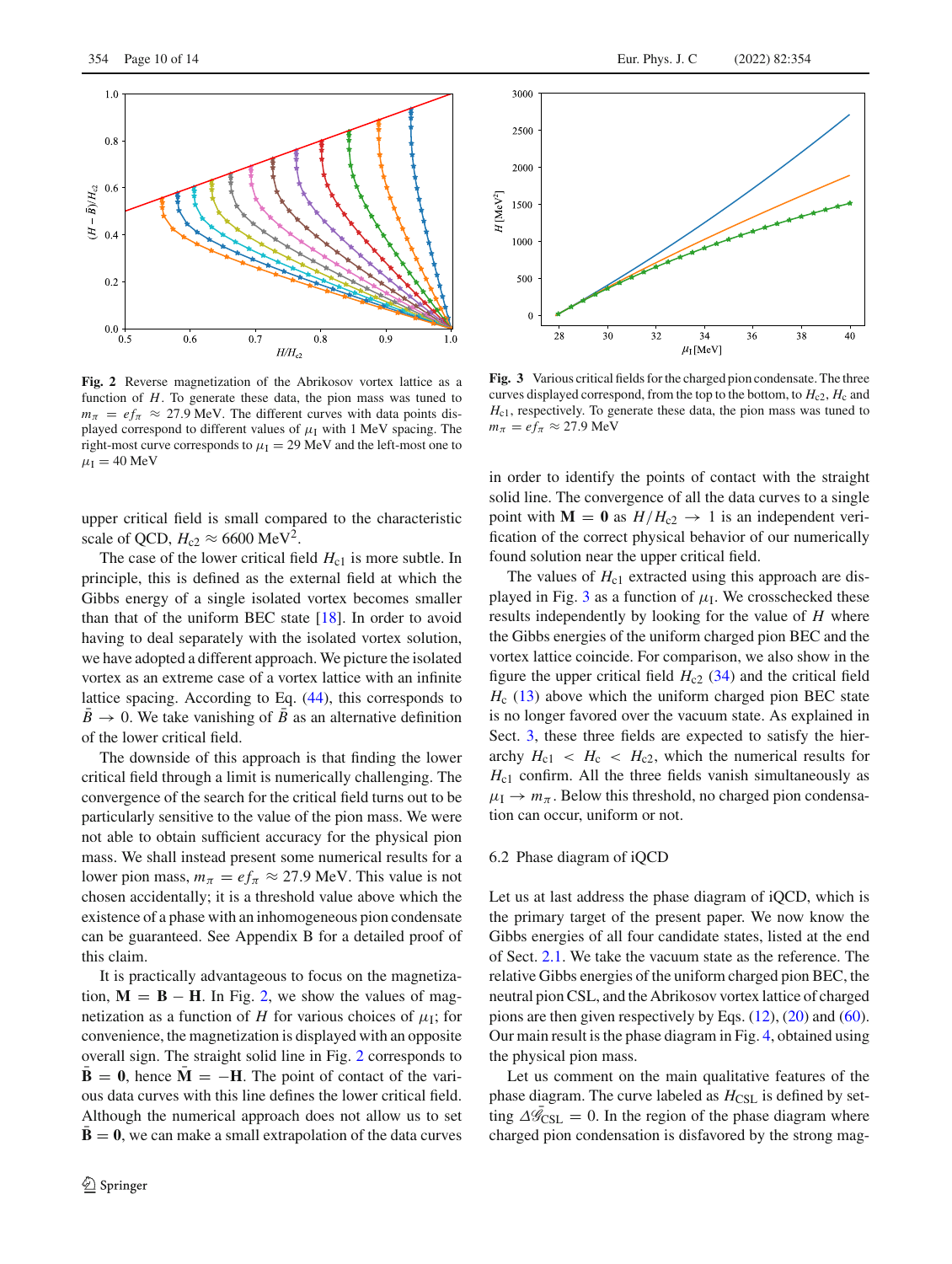**Fig. 2** Reverse magnetization of the Abrikosov vortex lattice as a function of $H$. To generate these data, the pion mass was tuned to $m_\pi = ef_\pi \approx 27.9$ MeV. The different curves with data points displayed correspond to different values of $\mu_\mathrm{I}$ with 1 MeV spacing. The right-most curve corresponds to $\mu_\mathrm{I} = 29$ MeV and the left-most one to $\mu_\mathrm{I} = 40$ MeV

**Fig. 3** Various critical fields for the charged pion condensate. The three curves displayed correspond, from the top to the bottom, to $H_{c2}$, $H_c$ and $H_{c1}$, respectively. To generate these data, the pion mass was tuned to $m_\pi = ef_\pi \approx 27.9$ MeV

upper critical field is small compared to the characteristic scale of QCD, $H_{c2} \approx 6600\ \mathrm{MeV}^2$.

The case of the lower critical field $H_{c1}$ is more subtle. In principle, this is defined as the external field at which the Gibbs energy of a single isolated vortex becomes smaller than that of the uniform BEC state [18]. In order to avoid having to deal separately with the isolated vortex solution, we have adopted a different approach. We picture the isolated vortex as an extreme case of a vortex lattice with an infinite lattice spacing. According to Eq. (44), this corresponds to $\bar{B} \to 0$. We take vanishing of $\bar{B}$ as an alternative definition of the lower critical field.

The downside of this approach is that finding the lower critical field through a limit is numerically challenging. The convergence of the search for the critical field turns out to be particularly sensitive to the value of the pion mass. We were not able to obtain sufficient accuracy for the physical pion mass. We shall instead present some numerical results for a lower pion mass, $m_\pi = ef_\pi \approx 27.9$ MeV. This value is not chosen accidentally; it is a threshold value above which the existence of a phase with an inhomogeneous pion condensate can be guaranteed. See Appendix B for a detailed proof of this claim.

It is practically advantageous to focus on the magnetization, $\mathbf{M} = \mathbf{B} - \mathbf{H}$. In Fig. 2, we show the values of magnetization as a function of $H$ for various choices of $\mu_\mathrm{I}$; for convenience, the magnetization is displayed with an opposite overall sign. The straight solid line in Fig. 2 corresponds to $\bar{\mathbf{B}} = \mathbf{0}$, hence $\bar{\mathbf{M}} = -\mathbf{H}$. The point of contact of the various data curves with this line defines the lower critical field. Although the numerical approach does not allow us to set $\bar{\mathbf{B}} = \mathbf{0}$, we can make a small extrapolation of the data curves in order to identify the points of contact with the straight solid line. The convergence of all the data curves to a single point with $\mathbf{M} = \mathbf{0}$ as $H/H_{c2} \to 1$ is an independent verification of the correct physical behavior of our numerically found solution near the upper critical field.

The values of $H_{c1}$ extracted using this approach are displayed in Fig. 3 as a function of $\mu_\mathrm{I}$. We crosschecked these results independently by looking for the value of $H$ where the Gibbs energies of the uniform charged pion BEC and the vortex lattice coincide. For comparison, we also show in the figure the upper critical field $H_{c2}$ (34) and the critical field $H_c$ (13) above which the uniform charged pion BEC state is no longer favored over the vacuum state. As explained in Sect. 3, these three fields are expected to satisfy the hierarchy $H_{c1} < H_c < H_{c2}$, which the numerical results for $H_{c1}$ confirm. All the three fields vanish simultaneously as $\mu_\mathrm{I} \to m_\pi$. Below this threshold, no charged pion condensation can occur, uniform or not.

### 6.2 Phase diagram of iQCD

Let us at last address the phase diagram of iQCD, which is the primary target of the present paper. We now know the Gibbs energies of all four candidate states, listed at the end of Sect. 2.1. We take the vacuum state as the reference. The relative Gibbs energies of the uniform charged pion BEC, the neutral pion CSL, and the Abrikosov vortex lattice of charged pions are then given respectively by Eqs. (12), (20) and (60). Our main result is the phase diagram in Fig. 4, obtained using the physical pion mass.

Let us comment on the main qualitative features of the phase diagram. The curve labeled as $H_\mathrm{CSL}$ is defined by setting $\Delta\mathscr{G}_\mathrm{CSL} = 0$. In the region of the phase diagram where charged pion condensation is disfavored by the strong mag-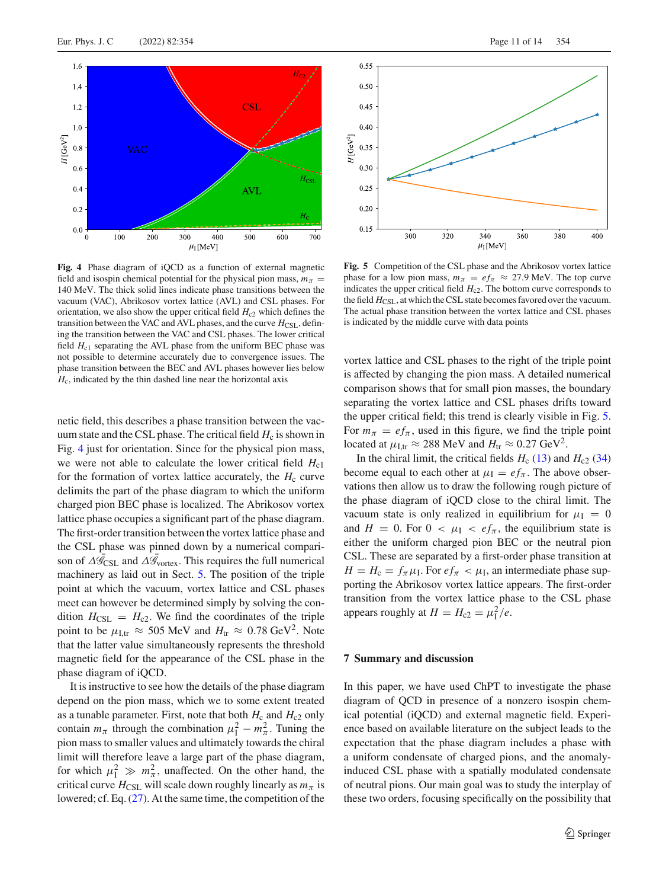**Fig. 4** Phase diagram of iQCD as a function of external magnetic field and isospin chemical potential for the physical pion mass, $m_\pi = 140$ MeV. The thick solid lines indicate phase transitions between the vacuum (VAC), Abrikosov vortex lattice (AVL) and CSL phases. For orientation, we also show the upper critical field $H_{c2}$ which defines the transition between the VAC and AVL phases, and the curve $H_{\mathrm{CSL}}$, defining the transition between the VAC and CSL phases. The lower critical field $H_{c1}$ separating the AVL phase from the uniform BEC phase was not possible to determine accurately due to convergence issues. The phase transition between the BEC and AVL phases however lies below $H_c$, indicated by the thin dashed line near the horizontal axis

**Fig. 5** Competition of the CSL phase and the Abrikosov vortex lattice phase for a low pion mass, $m_\pi = ef_\pi \approx 27.9$ MeV. The top curve indicates the upper critical field $H_{c2}$. The bottom curve corresponds to the field $H_{\mathrm{CSL}}$, at which the CSL state becomes favored over the vacuum. The actual phase transition between the vortex lattice and CSL phases is indicated by the middle curve with data points

netic field, this describes a phase transition between the vacuum state and the CSL phase. The critical field $H_c$ is shown in Fig. 4 just for orientation. Since for the physical pion mass, we were not able to calculate the lower critical field $H_{c1}$ for the formation of vortex lattice accurately, the $H_c$ curve delimits the part of the phase diagram to which the uniform charged pion BEC phase is localized. The Abrikosov vortex lattice phase occupies a significant part of the phase diagram. The first-order transition between the vortex lattice phase and the CSL phase was pinned down by a numerical comparison of $\Delta\bar{\mathscr{G}}_{\mathrm{CSL}}$ and $\Delta\bar{\mathscr{G}}_{\mathrm{vortex}}$. This requires the full numerical machinery as laid out in Sect. 5. The position of the triple point at which the vacuum, vortex lattice and CSL phases meet can however be determined simply by solving the condition $H_{\mathrm{CSL}} = H_{c2}$. We find the coordinates of the triple point to be $\mu_{\mathrm{I,tr}} \approx 505$ MeV and $H_{\mathrm{tr}} \approx 0.78$ GeV$^2$. Note that the latter value simultaneously represents the threshold magnetic field for the appearance of the CSL phase in the phase diagram of iQCD.

It is instructive to see how the details of the phase diagram depend on the pion mass, which we to some extent treated as a tunable parameter. First, note that both $H_c$ and $H_{c2}$ only contain $m_\pi$ through the combination $\mu_{\mathrm{I}}^2 - m_\pi^2$. Tuning the pion mass to smaller values and ultimately towards the chiral limit will therefore leave a large part of the phase diagram, for which $\mu_{\mathrm{I}}^2 \gg m_\pi^2$, unaffected. On the other hand, the critical curve $H_{\mathrm{CSL}}$ will scale down roughly linearly as $m_\pi$ is lowered; cf. Eq. (27). At the same time, the competition of the vortex lattice and CSL phases to the right of the triple point is affected by changing the pion mass. A detailed numerical comparison shows that for small pion masses, the boundary separating the vortex lattice and CSL phases drifts toward the upper critical field; this trend is clearly visible in Fig. 5. For $m_\pi = ef_\pi$, used in this figure, we find the triple point located at $\mu_{\mathrm{I,tr}} \approx 288$ MeV and $H_{\mathrm{tr}} \approx 0.27$ GeV$^2$.

In the chiral limit, the critical fields $H_c$ (13) and $H_{c2}$ (34) become equal to each other at $\mu_{\mathrm{I}} = ef_\pi$. The above observations then allow us to draw the following rough picture of the phase diagram of iQCD close to the chiral limit. The vacuum state is only realized in equilibrium for $\mu_{\mathrm{I}} = 0$ and $H = 0$. For $0 < \mu_{\mathrm{I}} < ef_\pi$, the equilibrium state is either the uniform charged pion BEC or the neutral pion CSL. These are separated by a first-order phase transition at $H = H_c = f_\pi \mu_{\mathrm{I}}$. For $ef_\pi < \mu_{\mathrm{I}}$, an intermediate phase supporting the Abrikosov vortex lattice appears. The first-order transition from the vortex lattice phase to the CSL phase appears roughly at $H = H_{c2} = \mu_{\mathrm{I}}^2/e$.

## 7 Summary and discussion

In this paper, we have used ChPT to investigate the phase diagram of QCD in presence of a nonzero isospin chemical potential (iQCD) and external magnetic field. Experience based on available literature on the subject leads to the expectation that the phase diagram includes a phase with a uniform condensate of charged pions, and the anomaly-induced CSL phase with a spatially modulated condensate of neutral pions. Our main goal was to study the interplay of these two orders, focusing specifically on the possibility that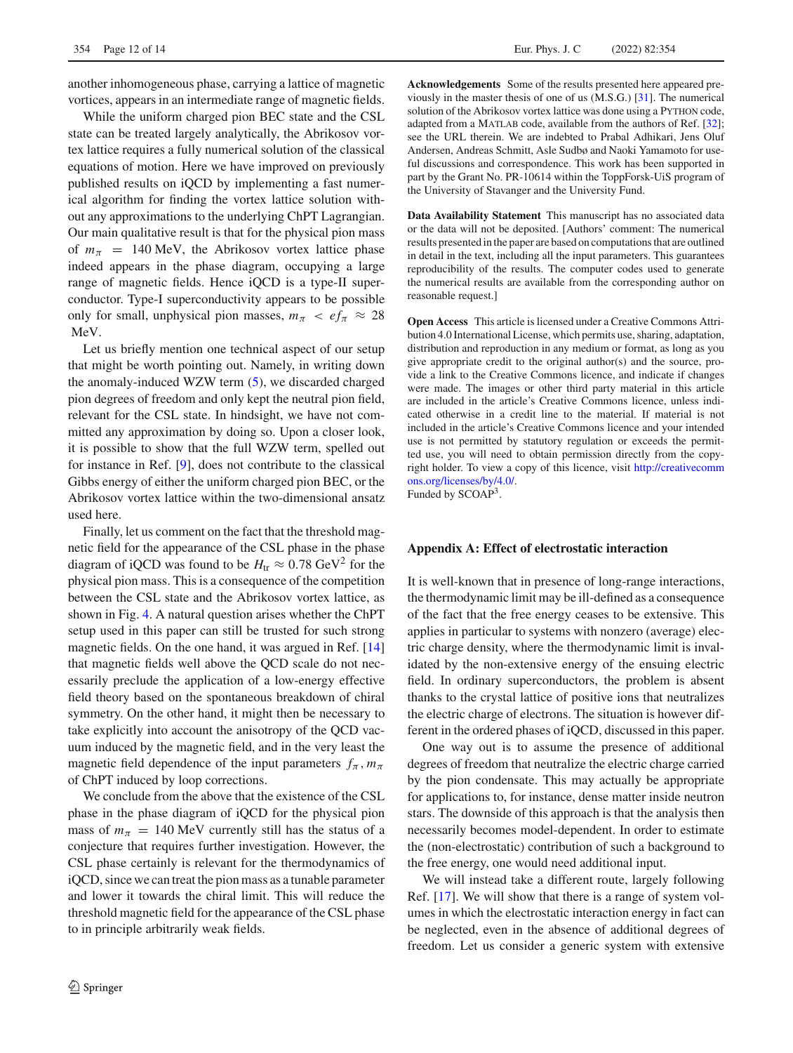another inhomogeneous phase, carrying a lattice of magnetic vortices, appears in an intermediate range of magnetic fields.

While the uniform charged pion BEC state and the CSL state can be treated largely analytically, the Abrikosov vortex lattice requires a fully numerical solution of the classical equations of motion. Here we have improved on previously published results on iQCD by implementing a fast numerical algorithm for finding the vortex lattice solution without any approximations to the underlying ChPT Lagrangian. Our main qualitative result is that for the physical pion mass of $m_\pi = 140$ MeV, the Abrikosov vortex lattice phase indeed appears in the phase diagram, occupying a large range of magnetic fields. Hence iQCD is a type-II superconductor. Type-I superconductivity appears to be possible only for small, unphysical pion masses, $m_\pi < ef_\pi \approx 28$ MeV.

Let us briefly mention one technical aspect of our setup that might be worth pointing out. Namely, in writing down the anomaly-induced WZW term (5), we discarded charged pion degrees of freedom and only kept the neutral pion field, relevant for the CSL state. In hindsight, we have not committed any approximation by doing so. Upon a closer look, it is possible to show that the full WZW term, spelled out for instance in Ref. [9], does not contribute to the classical Gibbs energy of either the uniform charged pion BEC, or the Abrikosov vortex lattice within the two-dimensional ansatz used here.

Finally, let us comment on the fact that the threshold magnetic field for the appearance of the CSL phase in the phase diagram of iQCD was found to be $H_{\text{tr}} \approx 0.78\ \text{GeV}^2$ for the physical pion mass. This is a consequence of the competition between the CSL state and the Abrikosov vortex lattice, as shown in Fig. 4. A natural question arises whether the ChPT setup used in this paper can still be trusted for such strong magnetic fields. On the one hand, it was argued in Ref. [14] that magnetic fields well above the QCD scale do not necessarily preclude the application of a low-energy effective field theory based on the spontaneous breakdown of chiral symmetry. On the other hand, it might then be necessary to take explicitly into account the anisotropy of the QCD vacuum induced by the magnetic field, and in the very least the magnetic field dependence of the input parameters $f_\pi, m_\pi$ of ChPT induced by loop corrections.

We conclude from the above that the existence of the CSL phase in the phase diagram of iQCD for the physical pion mass of $m_\pi = 140$ MeV currently still has the status of a conjecture that requires further investigation. However, the CSL phase certainly is relevant for the thermodynamics of iQCD, since we can treat the pion mass as a tunable parameter and lower it towards the chiral limit. This will reduce the threshold magnetic field for the appearance of the CSL phase to in principle arbitrarily weak fields.

**Acknowledgements** Some of the results presented here appeared previously in the master thesis of one of us (M.S.G.) [31]. The numerical solution of the Abrikosov vortex lattice was done using a PYTHON code, adapted from a MATLAB code, available from the authors of Ref. [32]; see the URL therein. We are indebted to Prabal Adhikari, Jens Oluf Andersen, Andreas Schmitt, Asle Sudbø and Naoki Yamamoto for useful discussions and correspondence. This work has been supported in part by the Grant No. PR-10614 within the ToppForsk-UiS program of the University of Stavanger and the University Fund.

**Data Availability Statement** This manuscript has no associated data or the data will not be deposited. [Authors' comment: The numerical results presented in the paper are based on computations that are outlined in detail in the text, including all the input parameters. This guarantees reproducibility of the results. The computer codes used to generate the numerical results are available from the corresponding author on reasonable request.]

**Open Access** This article is licensed under a Creative Commons Attribution 4.0 International License, which permits use, sharing, adaptation, distribution and reproduction in any medium or format, as long as you give appropriate credit to the original author(s) and the source, provide a link to the Creative Commons licence, and indicate if changes were made. The images or other third party material in this article are included in the article's Creative Commons licence, unless indicated otherwise in a credit line to the material. If material is not included in the article's Creative Commons licence and your intended use is not permitted by statutory regulation or exceeds the permitted use, you will need to obtain permission directly from the copyright holder. To view a copy of this licence, visit http://creativecommons.org/licenses/by/4.0/.
Funded by SCOAP[3].

## Appendix A: Effect of electrostatic interaction

It is well-known that in presence of long-range interactions, the thermodynamic limit may be ill-defined as a consequence of the fact that the free energy ceases to be extensive. This applies in particular to systems with nonzero (average) electric charge density, where the thermodynamic limit is invalidated by the non-extensive energy of the ensuing electric field. In ordinary superconductors, the problem is absent thanks to the crystal lattice of positive ions that neutralizes the electric charge of electrons. The situation is however different in the ordered phases of iQCD, discussed in this paper.

One way out is to assume the presence of additional degrees of freedom that neutralize the electric charge carried by the pion condensate. This may actually be appropriate for applications to, for instance, dense matter inside neutron stars. The downside of this approach is that the analysis then necessarily becomes model-dependent. In order to estimate the (non-electrostatic) contribution of such a background to the free energy, one would need additional input.

We will instead take a different route, largely following Ref. [17]. We will show that there is a range of system volumes in which the electrostatic interaction energy in fact can be neglected, even in the absence of additional degrees of freedom. Let us consider a generic system with extensive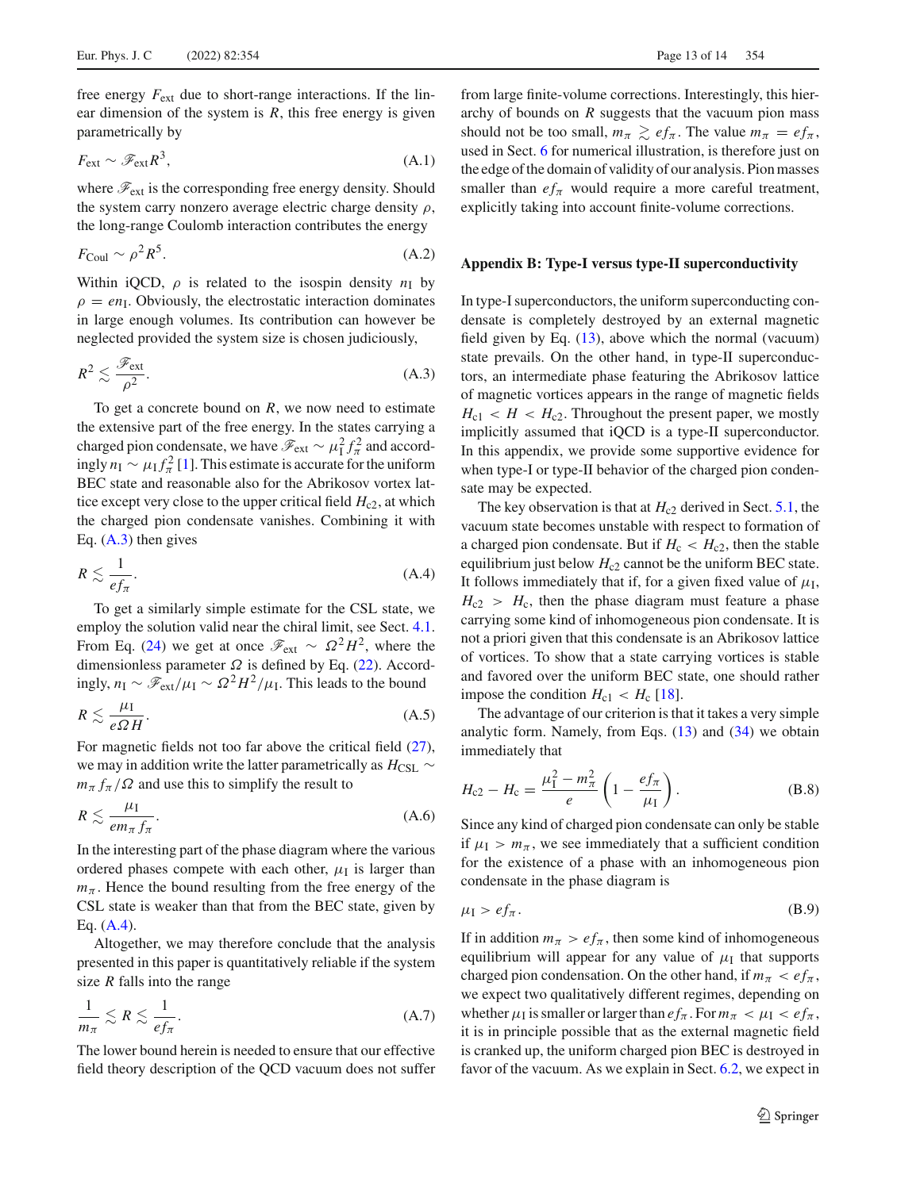free energy $F_{\text{ext}}$ due to short-range interactions. If the linear dimension of the system is $R$, this free energy is given parametrically by

$$F_{\text{ext}} \sim \mathscr{F}_{\text{ext}} R^3, \tag{A.1}$$

where $\mathscr{F}_{\text{ext}}$ is the corresponding free energy density. Should the system carry nonzero average electric charge density $\rho$, the long-range Coulomb interaction contributes the energy

$$F_{\text{Coul}} \sim \rho^2 R^5. \tag{A.2}$$

Within iQCD, $\rho$ is related to the isospin density $n_{\text{I}}$ by $\rho = e n_{\text{I}}$. Obviously, the electrostatic interaction dominates in large enough volumes. Its contribution can however be neglected provided the system size is chosen judiciously,

$$R^2 \lesssim \frac{\mathscr{F}_{\text{ext}}}{\rho^2}. \tag{A.3}$$

To get a concrete bound on $R$, we now need to estimate the extensive part of the free energy. In the states carrying a charged pion condensate, we have $\mathscr{F}_{\text{ext}} \sim \mu_{\text{I}}^2 f_\pi^2$ and accordingly $n_{\text{I}} \sim \mu_{\text{I}} f_\pi^2$ [1]. This estimate is accurate for the uniform BEC state and reasonable also for the Abrikosov vortex lattice except very close to the upper critical field $H_{\text{c2}}$, at which the charged pion condensate vanishes. Combining it with Eq. (A.3) then gives

$$R \lesssim \frac{1}{e f_\pi}. \tag{A.4}$$

To get a similarly simple estimate for the CSL state, we employ the solution valid near the chiral limit, see Sect. 4.1. From Eq. (24) we get at once $\mathscr{F}_{\text{ext}} \sim \Omega^2 H^2$, where the dimensionless parameter $\Omega$ is defined by Eq. (22). Accordingly, $n_{\text{I}} \sim \mathscr{F}_{\text{ext}}/\mu_{\text{I}} \sim \Omega^2 H^2/\mu_{\text{I}}$. This leads to the bound

$$R \lesssim \frac{\mu_{\text{I}}}{e \Omega H}. \tag{A.5}$$

For magnetic fields not too far above the critical field (27), we may in addition write the latter parametrically as $H_{\text{CSL}} \sim m_\pi f_\pi/\Omega$ and use this to simplify the result to

$$R \lesssim \frac{\mu_{\text{I}}}{e m_\pi f_\pi}. \tag{A.6}$$

In the interesting part of the phase diagram where the various ordered phases compete with each other, $\mu_{\text{I}}$ is larger than $m_\pi$. Hence the bound resulting from the free energy of the CSL state is weaker than that from the BEC state, given by Eq. (A.4).

Altogether, we may therefore conclude that the analysis presented in this paper is quantitatively reliable if the system size $R$ falls into the range

$$\frac{1}{m_\pi} \lesssim R \lesssim \frac{1}{e f_\pi}. \tag{A.7}$$

The lower bound herein is needed to ensure that our effective field theory description of the QCD vacuum does not suffer from large finite-volume corrections. Interestingly, this hierarchy of bounds on $R$ suggests that the vacuum pion mass should not be too small, $m_\pi \gtrsim e f_\pi$. The value $m_\pi = e f_\pi$, used in Sect. 6 for numerical illustration, is therefore just on the edge of the domain of validity of our analysis. Pion masses smaller than $e f_\pi$ would require a more careful treatment, explicitly taking into account finite-volume corrections.

## Appendix B: Type-I versus type-II superconductivity

In type-I superconductors, the uniform superconducting condensate is completely destroyed by an external magnetic field given by Eq. (13), above which the normal (vacuum) state prevails. On the other hand, in type-II superconductors, an intermediate phase featuring the Abrikosov lattice of magnetic vortices appears in the range of magnetic fields $H_{\text{c1}} < H < H_{\text{c2}}$. Throughout the present paper, we mostly implicitly assumed that iQCD is a type-II superconductor. In this appendix, we provide some supportive evidence for when type-I or type-II behavior of the charged pion condensate may be expected.

The key observation is that at $H_{\text{c2}}$ derived in Sect. 5.1, the vacuum state becomes unstable with respect to formation of a charged pion condensate. But if $H_{\text{c}} < H_{\text{c2}}$, then the stable equilibrium just below $H_{\text{c2}}$ cannot be the uniform BEC state. It follows immediately that if, for a given fixed value of $\mu_{\text{I}}$, $H_{\text{c2}} > H_{\text{c}}$, then the phase diagram must feature a phase carrying some kind of inhomogeneous pion condensate. It is not a priori given that this condensate is an Abrikosov lattice of vortices. To show that a state carrying vortices is stable and favored over the uniform BEC state, one should rather impose the condition $H_{\text{c1}} < H_{\text{c}}$ [18].

The advantage of our criterion is that it takes a very simple analytic form. Namely, from Eqs. (13) and (34) we obtain immediately that

$$H_{\text{c2}} - H_{\text{c}} = \frac{\mu_{\text{I}}^2 - m_\pi^2}{e}\left(1 - \frac{e f_\pi}{\mu_{\text{I}}}\right). \tag{B.8}$$

Since any kind of charged pion condensate can only be stable if $\mu_{\text{I}} > m_\pi$, we see immediately that a sufficient condition for the existence of a phase with an inhomogeneous pion condensate in the phase diagram is

$$\mu_{\text{I}} > e f_\pi. \tag{B.9}$$

If in addition $m_\pi > e f_\pi$, then some kind of inhomogeneous equilibrium will appear for any value of $\mu_{\text{I}}$ that supports charged pion condensation. On the other hand, if $m_\pi < e f_\pi$, we expect two qualitatively different regimes, depending on whether $\mu_{\text{I}}$ is smaller or larger than $e f_\pi$. For $m_\pi < \mu_{\text{I}} < e f_\pi$, it is in principle possible that as the external magnetic field is cranked up, the uniform charged pion BEC is destroyed in favor of the vacuum. As we explain in Sect. 6.2, we expect in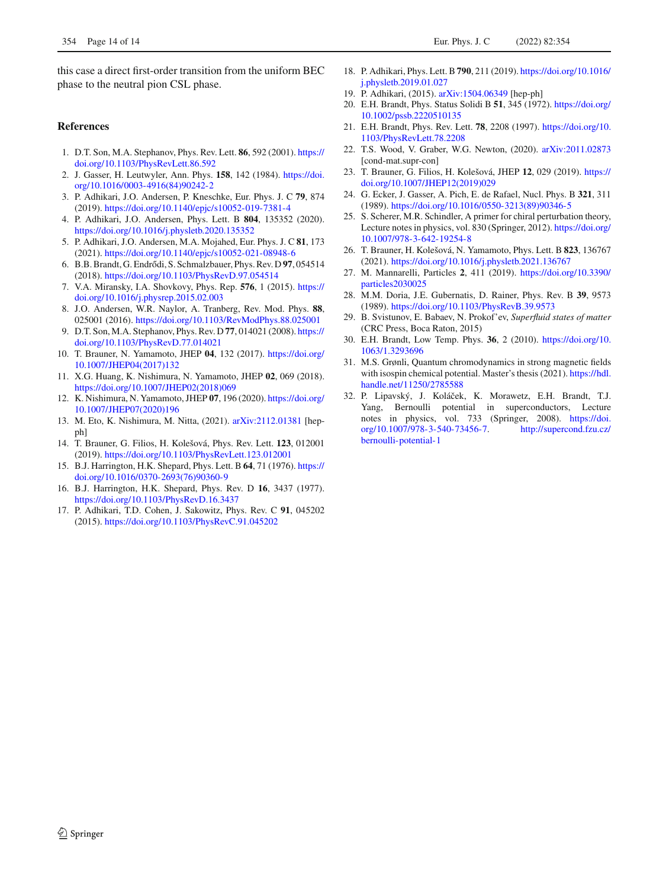this case a direct first-order transition from the uniform BEC phase to the neutral pion CSL phase.

## References

1. D.T. Son, M.A. Stephanov, Phys. Rev. Lett. **86**, 592 (2001). https://doi.org/10.1103/PhysRevLett.86.592
2. J. Gasser, H. Leutwyler, Ann. Phys. **158**, 142 (1984). https://doi.org/10.1016/0003-4916(84)90242-2
3. P. Adhikari, J.O. Andersen, P. Kneschke, Eur. Phys. J. C **79**, 874 (2019). https://doi.org/10.1140/epjc/s10052-019-7381-4
4. P. Adhikari, J.O. Andersen, Phys. Lett. B **804**, 135352 (2020). https://doi.org/10.1016/j.physletb.2020.135352
5. P. Adhikari, J.O. Andersen, M.A. Mojahed, Eur. Phys. J. C **81**, 173 (2021). https://doi.org/10.1140/epjc/s10052-021-08948-6
6. B.B. Brandt, G. Endrődi, S. Schmalzbauer, Phys. Rev. D **97**, 054514 (2018). https://doi.org/10.1103/PhysRevD.97.054514
7. V.A. Miransky, I.A. Shovkovy, Phys. Rep. **576**, 1 (2015). https://doi.org/10.1016/j.physrep.2015.02.003
8. J.O. Andersen, W.R. Naylor, A. Tranberg, Rev. Mod. Phys. **88**, 025001 (2016). https://doi.org/10.1103/RevModPhys.88.025001
9. D.T. Son, M.A. Stephanov, Phys. Rev. D **77**, 014021 (2008). https://doi.org/10.1103/PhysRevD.77.014021
10. T. Brauner, N. Yamamoto, JHEP **04**, 132 (2017). https://doi.org/10.1007/JHEP04(2017)132
11. X.G. Huang, K. Nishimura, N. Yamamoto, JHEP **02**, 069 (2018). https://doi.org/10.1007/JHEP02(2018)069
12. K. Nishimura, N. Yamamoto, JHEP **07**, 196 (2020). https://doi.org/10.1007/JHEP07(2020)196
13. M. Eto, K. Nishimura, M. Nitta, (2021). arXiv:2112.01381 [hep-ph]
14. T. Brauner, G. Filios, H. Kolešová, Phys. Rev. Lett. **123**, 012001 (2019). https://doi.org/10.1103/PhysRevLett.123.012001
15. B.J. Harrington, H.K. Shepard, Phys. Lett. B **64**, 71 (1976). https://doi.org/10.1016/0370-2693(76)90360-9
16. B.J. Harrington, H.K. Shepard, Phys. Rev. D **16**, 3437 (1977). https://doi.org/10.1103/PhysRevD.16.3437
17. P. Adhikari, T.D. Cohen, J. Sakowitz, Phys. Rev. C **91**, 045202 (2015). https://doi.org/10.1103/PhysRevC.91.045202
18. P. Adhikari, Phys. Lett. B **790**, 211 (2019). https://doi.org/10.1016/j.physletb.2019.01.027
19. P. Adhikari, (2015). arXiv:1504.06349 [hep-ph]
20. E.H. Brandt, Phys. Status Solidi B **51**, 345 (1972). https://doi.org/10.1002/pssb.2220510135
21. E.H. Brandt, Phys. Rev. Lett. **78**, 2208 (1997). https://doi.org/10.1103/PhysRevLett.78.2208
22. T.S. Wood, V. Graber, W.G. Newton, (2020). arXiv:2011.02873 [cond-mat.supr-con]
23. T. Brauner, G. Filios, H. Kolešová, JHEP **12**, 029 (2019). https://doi.org/10.1007/JHEP12(2019)029
24. G. Ecker, J. Gasser, A. Pich, E. de Rafael, Nucl. Phys. B **321**, 311 (1989). https://doi.org/10.1016/0550-3213(89)90346-5
25. S. Scherer, M.R. Schindler, A primer for chiral perturbation theory, Lecture notes in physics, vol. 830 (Springer, 2012). https://doi.org/10.1007/978-3-642-19254-8
26. T. Brauner, H. Kolešová, N. Yamamoto, Phys. Lett. B **823**, 136767 (2021). https://doi.org/10.1016/j.physletb.2021.136767
27. M. Mannarelli, Particles **2**, 411 (2019). https://doi.org/10.3390/particles2030025
28. M.M. Doria, J.E. Gubernatis, D. Rainer, Phys. Rev. B **39**, 9573 (1989). https://doi.org/10.1103/PhysRevB.39.9573
29. B. Svistunov, E. Babaev, N. Prokof'ev, *Superfluid states of matter* (CRC Press, Boca Raton, 2015)
30. E.H. Brandt, Low Temp. Phys. **36**, 2 (2010). https://doi.org/10.1063/1.3293696
31. M.S. Grønli, Quantum chromodynamics in strong magnetic fields with isospin chemical potential. Master's thesis (2021). https://hdl.handle.net/11250/2785588
32. P. Lipavský, J. Koláček, K. Morawetz, E.H. Brandt, T.J. Yang, Bernoulli potential in superconductors, Lecture notes in physics, vol. 733 (Springer, 2008). https://doi.org/10.1007/978-3-540-73456-7. http://supercond.fzu.cz/bernoulli-potential-1